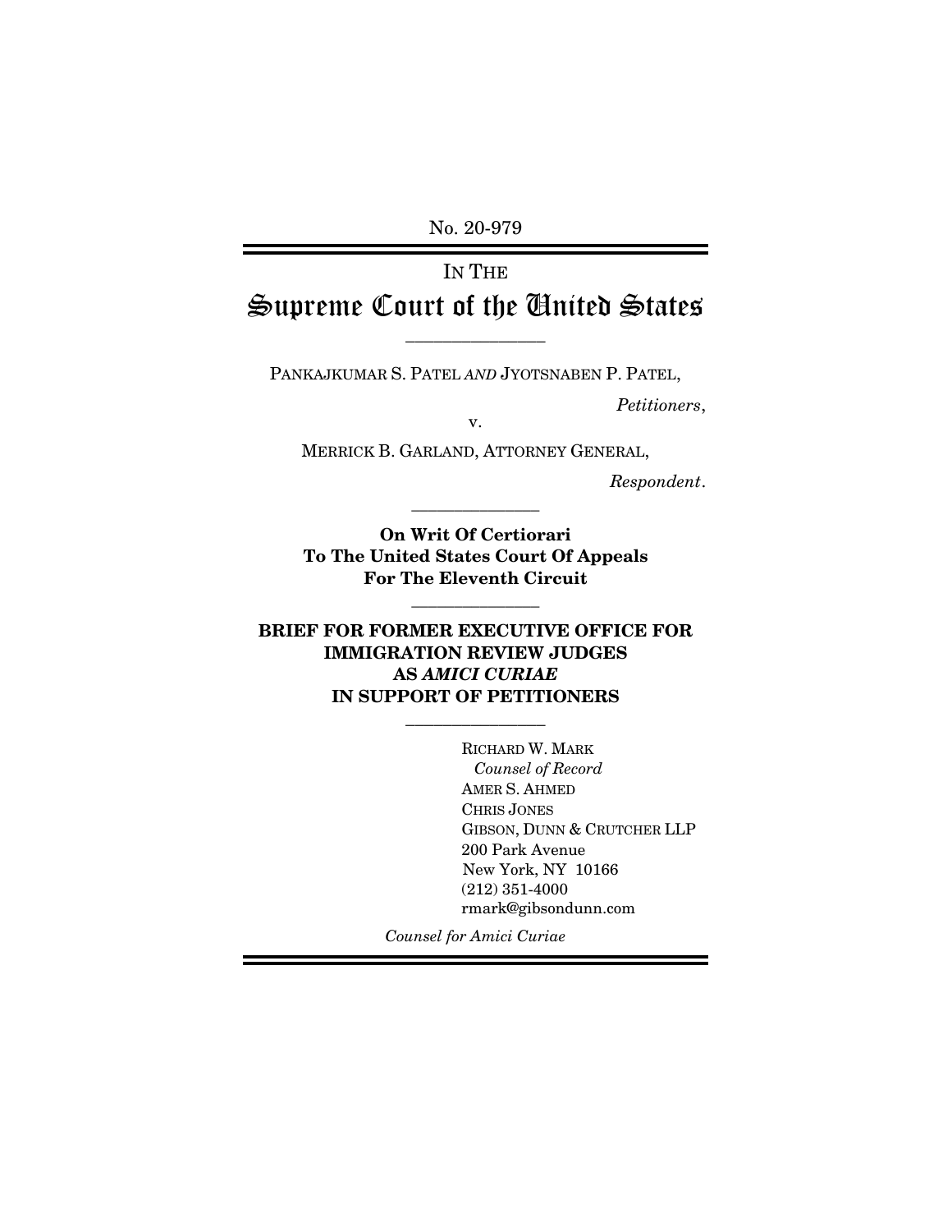No. 20-979

# IN THE Supreme Court of the United States

---

PANKAJKUMAR S. PATEL *AND* JYOTSNABEN P. PATEL,

*Petitioners*,

v.

MERRICK B. GARLAND, ATTORNEY GENERAL,

*Respondent*.

---

**On Writ Of Certiorari To The United States Court Of Appeals For The Eleventh Circuit**

---

## BRIEF FOR FORMER EXECUTIVE OFFICE FOR IMMIGRATION REVIEW JUDGES AS *AMICI CURIAE* IN SUPPORT OF PETITIONERS

---

RICHARD W. MARK
*Counsel of Record*
AMER S. AHMED
CHRIS JONES
GIBSON, DUNN & CRUTCHER LLP
200 Park Avenue
New York, NY 10166
(212) 351-4000
rmark@gibsondunn.com

*Counsel for Amici Curiae*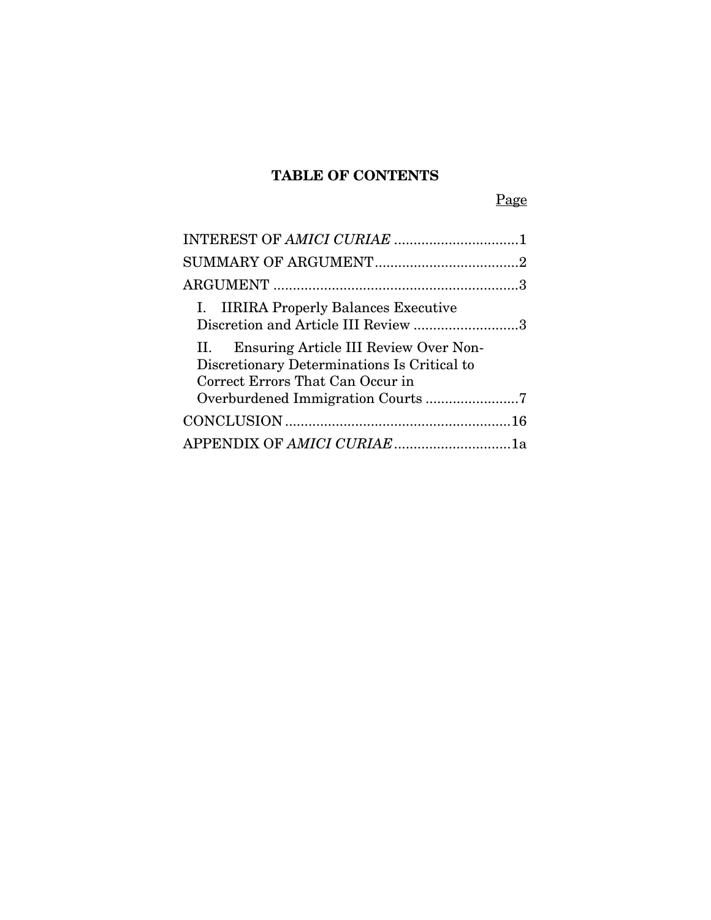# TABLE OF CONTENTS

| | Page |
|---|---|
| INTEREST OF *AMICI CURIAE* | 1 |
| SUMMARY OF ARGUMENT | 2 |
| ARGUMENT | 3 |
| I. IIRIRA Properly Balances Executive Discretion and Article III Review | 3 |
| II. Ensuring Article III Review Over Non-Discretionary Determinations Is Critical to Correct Errors That Can Occur in Overburdened Immigration Courts | 7 |
| CONCLUSION | 16 |
| APPENDIX OF *AMICI CURIAE* | 1a |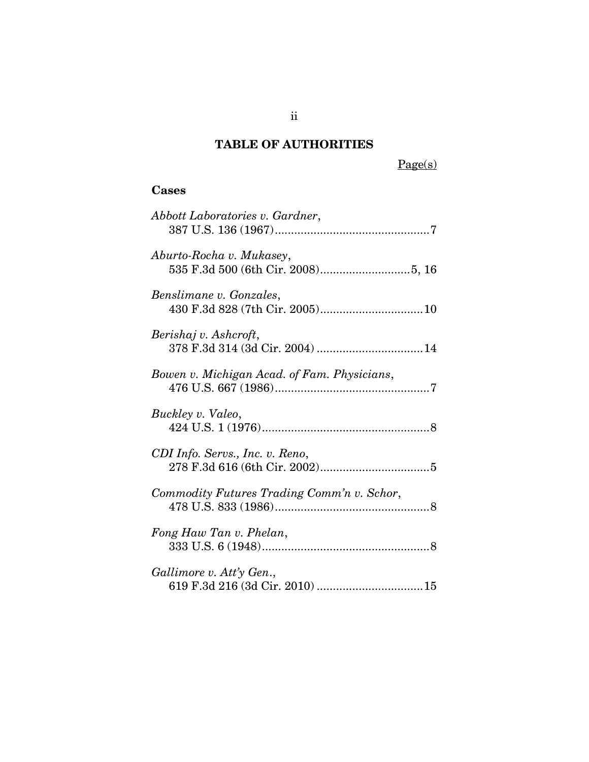# TABLE OF AUTHORITIES

Page(s)

**Cases**

*Abbott Laboratories v. Gardner*,
387 U.S. 136 (1967)................................................7

*Aburto-Rocha v. Mukasey*,
535 F.3d 500 (6th Cir. 2008)............................5, 16

*Benslimane v. Gonzales*,
430 F.3d 828 (7th Cir. 2005)................................10

*Berishaj v. Ashcroft*,
378 F.3d 314 (3d Cir. 2004) .................................14

*Bowen v. Michigan Acad. of Fam. Physicians*,
476 U.S. 667 (1986)................................................7

*Buckley v. Valeo*,
424 U.S. 1 (1976)....................................................8

*CDI Info. Servs., Inc. v. Reno*,
278 F.3d 616 (6th Cir. 2002)..................................5

*Commodity Futures Trading Comm'n v. Schor*,
478 U.S. 833 (1986)................................................8

*Fong Haw Tan v. Phelan*,
333 U.S. 6 (1948)....................................................8

*Gallimore v. Att'y Gen.*,
619 F.3d 216 (3d Cir. 2010) .................................15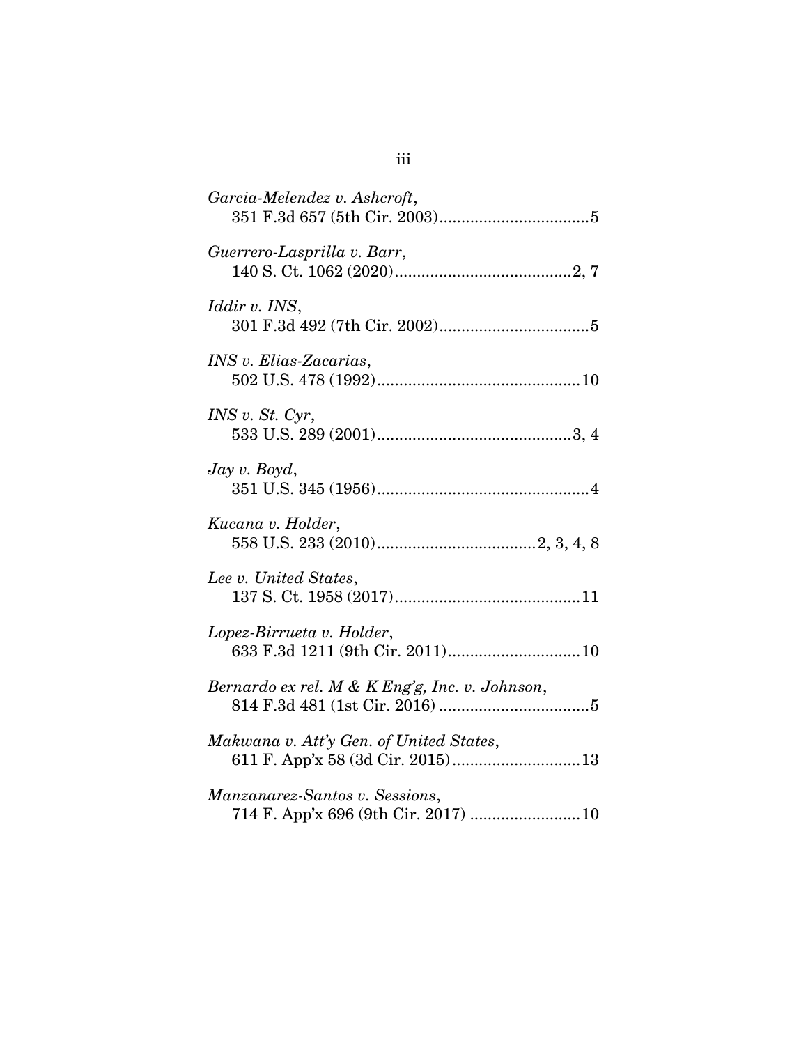*Garcia-Melendez v. Ashcroft*,
351 F.3d 657 (5th Cir. 2003)..................................5

*Guerrero-Lasprilla v. Barr*,
140 S. Ct. 1062 (2020)........................................2, 7

*Iddir v. INS*,
301 F.3d 492 (7th Cir. 2002)..................................5

*INS v. Elias-Zacarias*,
502 U.S. 478 (1992)..............................................10

*INS v. St. Cyr*,
533 U.S. 289 (2001)............................................3, 4

*Jay v. Boyd*,
351 U.S. 345 (1956)................................................4

*Kucana v. Holder*,
558 U.S. 233 (2010)....................................2, 3, 4, 8

*Lee v. United States*,
137 S. Ct. 1958 (2017)..........................................11

*Lopez-Birrueta v. Holder*,
633 F.3d 1211 (9th Cir. 2011)..............................10

*Bernardo ex rel. M & K Eng'g, Inc. v. Johnson*,
814 F.3d 481 (1st Cir. 2016) ..................................5

*Makwana v. Att'y Gen. of United States*,
611 F. App'x 58 (3d Cir. 2015).............................13

*Manzanarez-Santos v. Sessions*,
714 F. App'x 696 (9th Cir. 2017) .........................10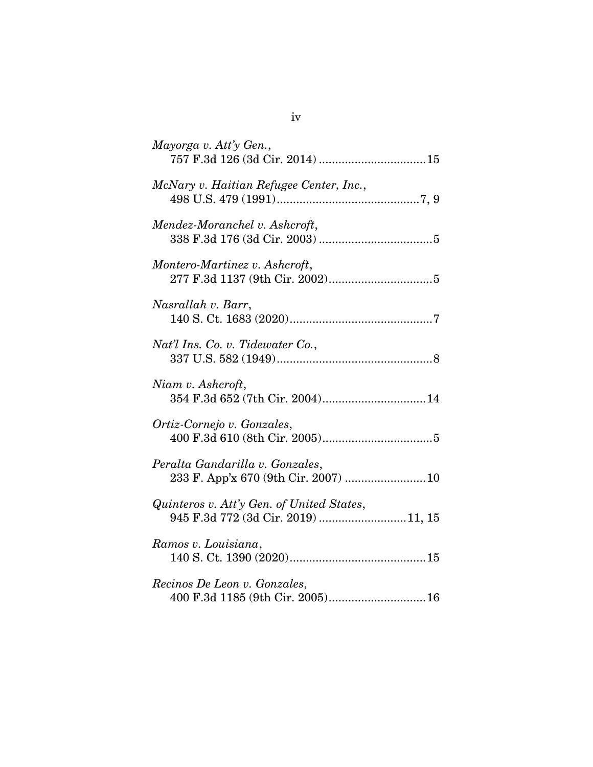*Mayorga v. Att'y Gen.*,
757 F.3d 126 (3d Cir. 2014) ................................15

*McNary v. Haitian Refugee Center, Inc.*,
498 U.S. 479 (1991)............................................7, 9

*Mendez-Moranchel v. Ashcroft*,
338 F.3d 176 (3d Cir. 2003) ..................................5

*Montero-Martinez v. Ashcroft*,
277 F.3d 1137 (9th Cir. 2002)................................5

*Nasrallah v. Barr*,
140 S. Ct. 1683 (2020)............................................7

*Nat'l Ins. Co. v. Tidewater Co.*,
337 U.S. 582 (1949)................................................8

*Niam v. Ashcroft*,
354 F.3d 652 (7th Cir. 2004)................................14

*Ortiz-Cornejo v. Gonzales*,
400 F.3d 610 (8th Cir. 2005)..................................5

*Peralta Gandarilla v. Gonzales*,
233 F. App'x 670 (9th Cir. 2007) .........................10

*Quinteros v. Att'y Gen. of United States*,
945 F.3d 772 (3d Cir. 2019) ..........................11, 15

*Ramos v. Louisiana*,
140 S. Ct. 1390 (2020)..........................................15

*Recinos De Leon v. Gonzales*,
400 F.3d 1185 (9th Cir. 2005)..............................16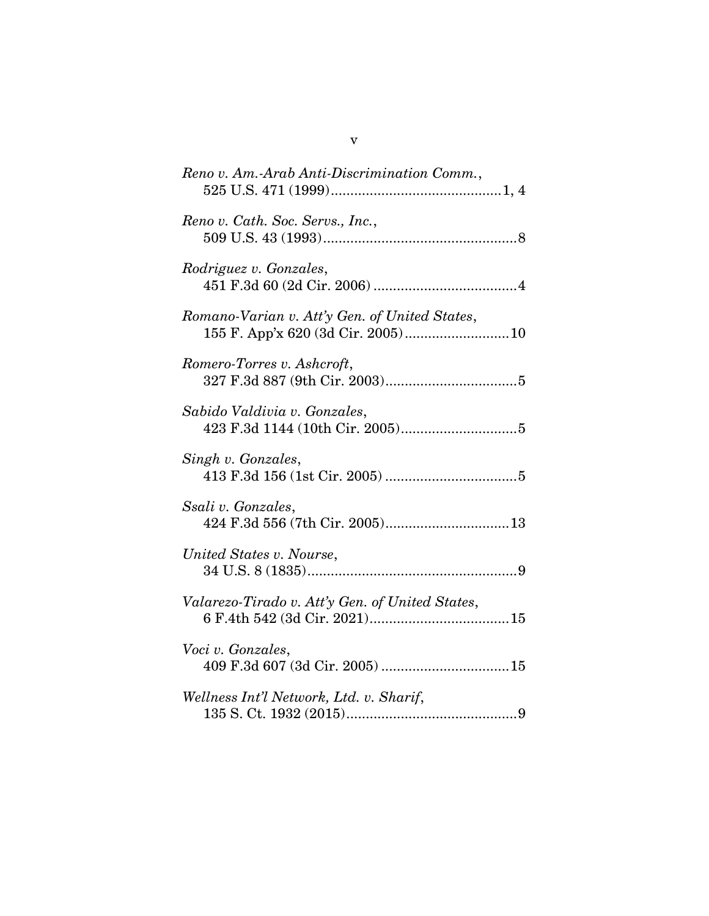*Reno v. Am.-Arab Anti-Discrimination Comm.*,
525 U.S. 471 (1999)............................................1, 4

*Reno v. Cath. Soc. Servs., Inc.*,
509 U.S. 43 (1993)..................................................8

*Rodriguez v. Gonzales*,
451 F.3d 60 (2d Cir. 2006) .....................................4

*Romano-Varian v. Att'y Gen. of United States*,
155 F. App'x 620 (3d Cir. 2005)...........................10

*Romero-Torres v. Ashcroft*,
327 F.3d 887 (9th Cir. 2003)..................................5

*Sabido Valdivia v. Gonzales*,
423 F.3d 1144 (10th Cir. 2005)..............................5

*Singh v. Gonzales*,
413 F.3d 156 (1st Cir. 2005) ..................................5

*Ssali v. Gonzales*,
424 F.3d 556 (7th Cir. 2005)................................13

*United States v. Nourse*,
34 U.S. 8 (1835)......................................................9

*Valarezo-Tirado v. Att'y Gen. of United States*,
6 F.4th 542 (3d Cir. 2021)....................................15

*Voci v. Gonzales*,
409 F.3d 607 (3d Cir. 2005) .................................15

*Wellness Int'l Network, Ltd. v. Sharif*,
135 S. Ct. 1932 (2015)............................................9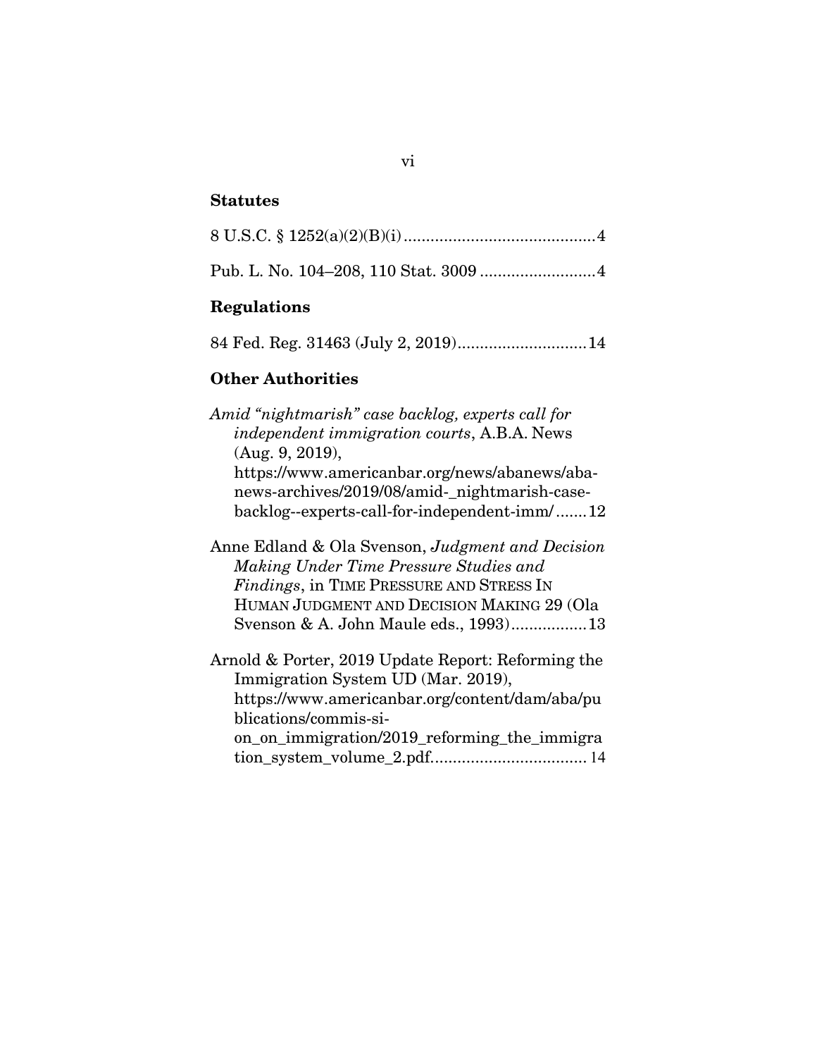## Statutes

8 U.S.C. § 1252(a)(2)(B)(i) .......................................... 4

Pub. L. No. 104–208, 110 Stat. 3009 .......................... 4

## Regulations

84 Fed. Reg. 31463 (July 2, 2019) ............................ 14

## Other Authorities

*Amid "nightmarish" case backlog, experts call for independent immigration courts*, A.B.A. News (Aug. 9, 2019), https://www.americanbar.org/news/abanews/aba-news-archives/2019/08/amid-_nightmarish-case-backlog--experts-call-for-independent-imm/ ....... 12

Anne Edland & Ola Svenson, *Judgment and Decision Making Under Time Pressure Studies and Findings*, in TIME PRESSURE AND STRESS IN HUMAN JUDGMENT AND DECISION MAKING 29 (Ola Svenson & A. John Maule eds., 1993) ................. 13

Arnold & Porter, 2019 Update Report: Reforming the Immigration System UD (Mar. 2019), https://www.americanbar.org/content/dam/aba/publications/commis-si-on_on_immigration/2019_reforming_the_immigration_system_volume_2.pdf ................................... 14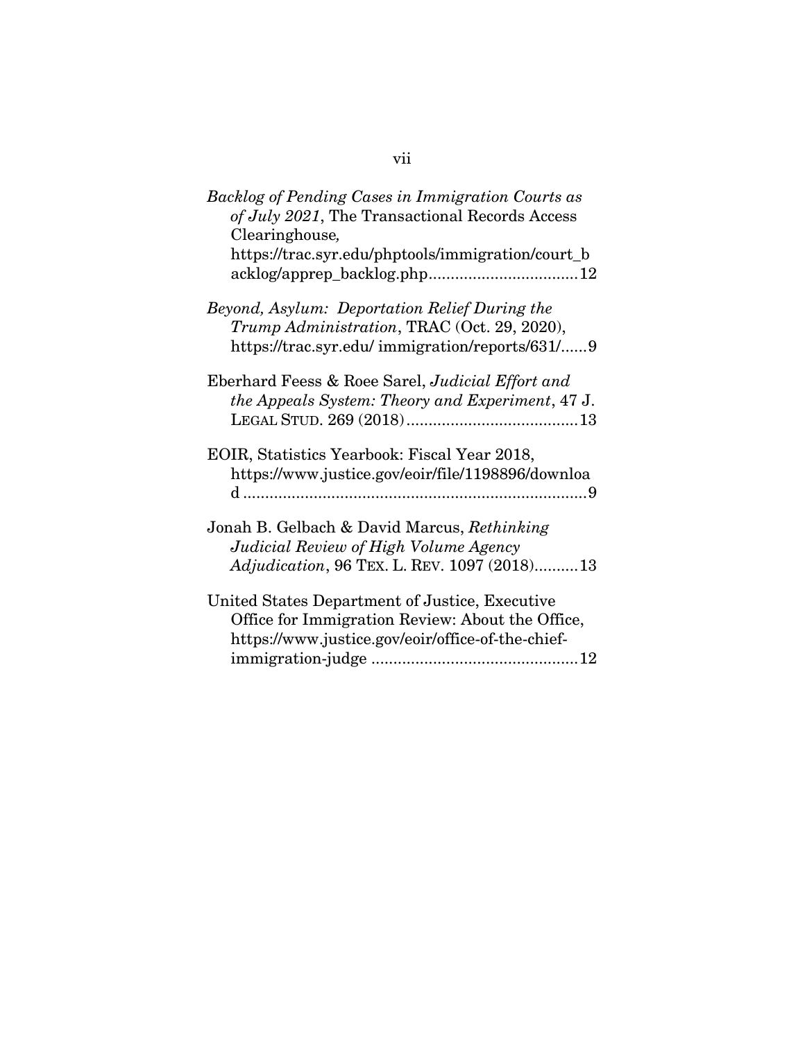*Backlog of Pending Cases in Immigration Courts as of July 2021*, The Transactional Records Access Clearinghouse, https://trac.syr.edu/phptools/immigration/court_backlog/apprep_backlog.php.................................12

*Beyond, Asylum: Deportation Relief During the Trump Administration*, TRAC (Oct. 29, 2020), https://trac.syr.edu/ immigration/reports/631/......9

Eberhard Feess & Roee Sarel, *Judicial Effort and the Appeals System: Theory and Experiment*, 47 J. LEGAL STUD. 269 (2018).......................................13

EOIR, Statistics Yearbook: Fiscal Year 2018, https://www.justice.gov/eoir/file/1198896/download .............................................................................9

Jonah B. Gelbach & David Marcus, *Rethinking Judicial Review of High Volume Agency Adjudication*, 96 TEX. L. REV. 1097 (2018)..........13

United States Department of Justice, Executive Office for Immigration Review: About the Office, https://www.justice.gov/eoir/office-of-the-chief-immigration-judge ..............................................12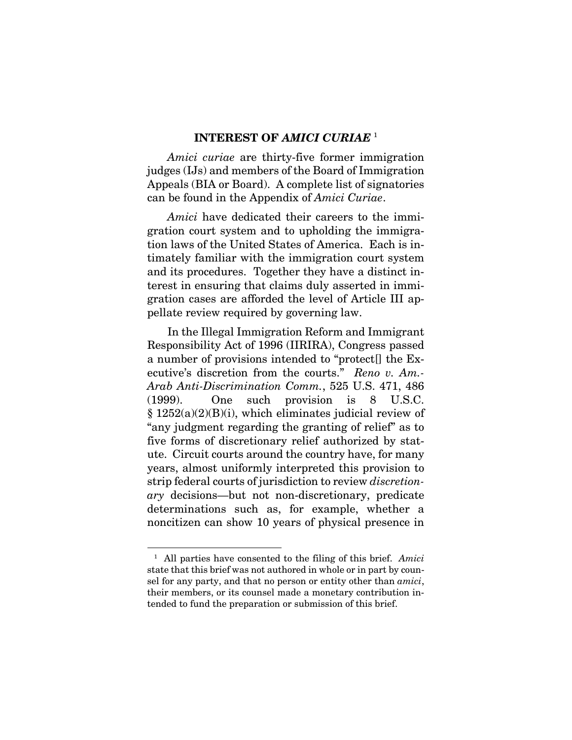## INTEREST OF *AMICI CURIAE* [1]

*Amici curiae* are thirty-five former immigration judges (IJs) and members of the Board of Immigration Appeals (BIA or Board). A complete list of signatories can be found in the Appendix of *Amici Curiae*.

*Amici* have dedicated their careers to the immigration court system and to upholding the immigration laws of the United States of America. Each is intimately familiar with the immigration court system and its procedures. Together they have a distinct interest in ensuring that claims duly asserted in immigration cases are afforded the level of Article III appellate review required by governing law.

In the Illegal Immigration Reform and Immigrant Responsibility Act of 1996 (IIRIRA), Congress passed a number of provisions intended to "protect[] the Executive's discretion from the courts." *Reno v. Am.-Arab Anti-Discrimination Comm.*, 525 U.S. 471, 486 (1999). One such provision is 8 U.S.C. § 1252(a)(2)(B)(i), which eliminates judicial review of "any judgment regarding the granting of relief" as to five forms of discretionary relief authorized by statute. Circuit courts around the country have, for many years, almost uniformly interpreted this provision to strip federal courts of jurisdiction to review *discretionary* decisions—but not non-discretionary, predicate determinations such as, for example, whether a noncitizen can show 10 years of physical presence in

[1] All parties have consented to the filing of this brief. *Amici* state that this brief was not authored in whole or in part by counsel for any party, and that no person or entity other than *amici*, their members, or its counsel made a monetary contribution intended to fund the preparation or submission of this brief.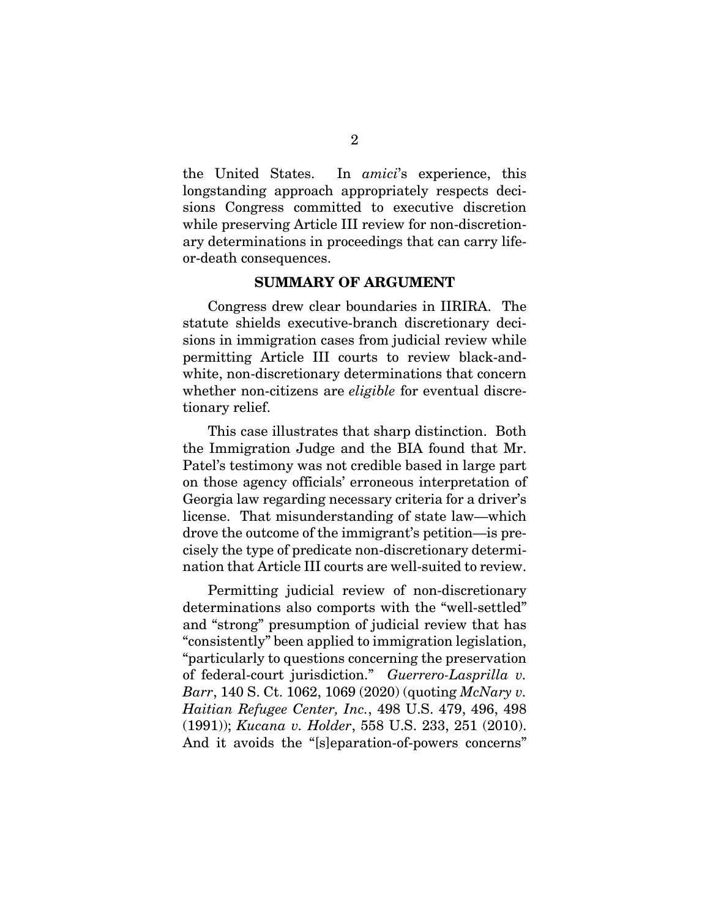the United States. In *amici*'s experience, this longstanding approach appropriately respects decisions Congress committed to executive discretion while preserving Article III review for non-discretionary determinations in proceedings that can carry life-or-death consequences.

## SUMMARY OF ARGUMENT

Congress drew clear boundaries in IIRIRA. The statute shields executive-branch discretionary decisions in immigration cases from judicial review while permitting Article III courts to review black-and-white, non-discretionary determinations that concern whether non-citizens are *eligible* for eventual discretionary relief.

This case illustrates that sharp distinction. Both the Immigration Judge and the BIA found that Mr. Patel's testimony was not credible based in large part on those agency officials' erroneous interpretation of Georgia law regarding necessary criteria for a driver's license. That misunderstanding of state law—which drove the outcome of the immigrant's petition—is precisely the type of predicate non-discretionary determination that Article III courts are well-suited to review.

Permitting judicial review of non-discretionary determinations also comports with the "well-settled" and "strong" presumption of judicial review that has "consistently" been applied to immigration legislation, "particularly to questions concerning the preservation of federal-court jurisdiction." *Guerrero-Lasprilla v. Barr*, 140 S. Ct. 1062, 1069 (2020) (quoting *McNary v. Haitian Refugee Center, Inc.*, 498 U.S. 479, 496, 498 (1991)); *Kucana v. Holder*, 558 U.S. 233, 251 (2010). And it avoids the "[s]eparation-of-powers concerns"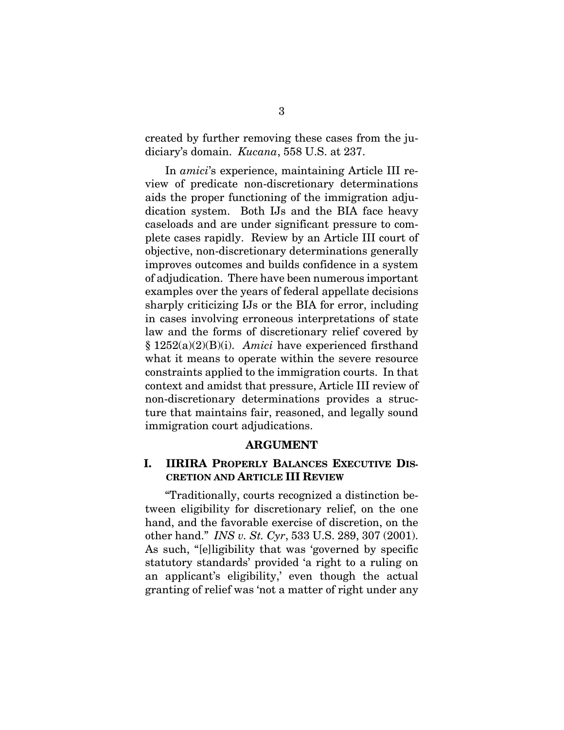created by further removing these cases from the judiciary's domain. *Kucana*, 558 U.S. at 237.

In *amici*'s experience, maintaining Article III review of predicate non-discretionary determinations aids the proper functioning of the immigration adjudication system. Both IJs and the BIA face heavy caseloads and are under significant pressure to complete cases rapidly. Review by an Article III court of objective, non-discretionary determinations generally improves outcomes and builds confidence in a system of adjudication. There have been numerous important examples over the years of federal appellate decisions sharply criticizing IJs or the BIA for error, including in cases involving erroneous interpretations of state law and the forms of discretionary relief covered by § 1252(a)(2)(B)(i). *Amici* have experienced firsthand what it means to operate within the severe resource constraints applied to the immigration courts. In that context and amidst that pressure, Article III review of non-discretionary determinations provides a structure that maintains fair, reasoned, and legally sound immigration court adjudications.

## ARGUMENT

### I. IIRIRA PROPERLY BALANCES EXECUTIVE DISCRETION AND ARTICLE III REVIEW

"Traditionally, courts recognized a distinction between eligibility for discretionary relief, on the one hand, and the favorable exercise of discretion, on the other hand." *INS v. St. Cyr*, 533 U.S. 289, 307 (2001). As such, "[e]ligibility that was 'governed by specific statutory standards' provided 'a right to a ruling on an applicant's eligibility,' even though the actual granting of relief was 'not a matter of right under any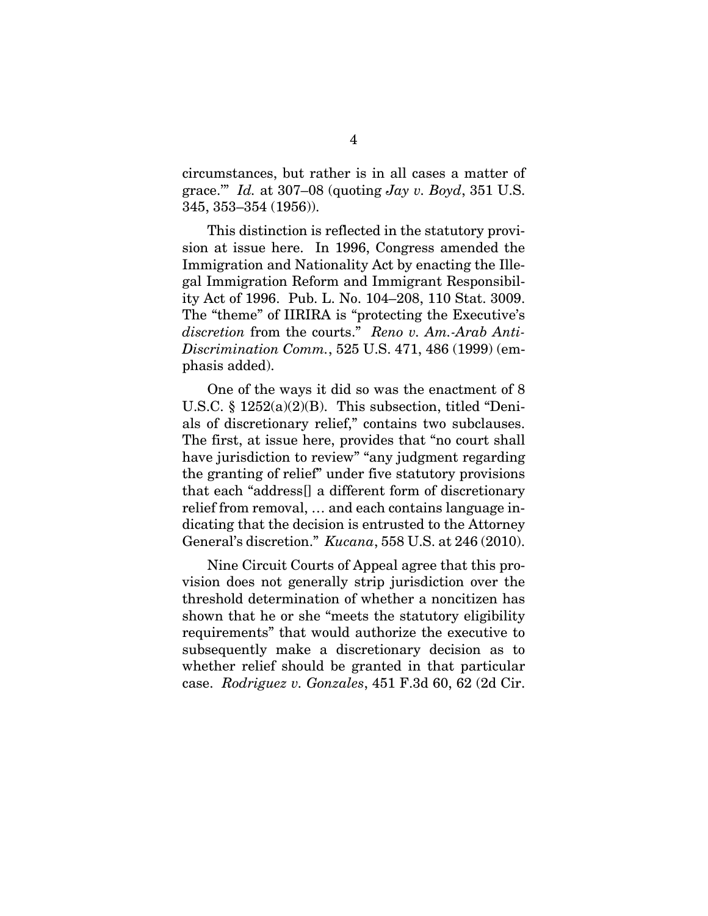circumstances, but rather is in all cases a matter of grace.'" *Id.* at 307–08 (quoting *Jay v. Boyd*, 351 U.S. 345, 353–354 (1956)).

This distinction is reflected in the statutory provision at issue here. In 1996, Congress amended the Immigration and Nationality Act by enacting the Illegal Immigration Reform and Immigrant Responsibility Act of 1996. Pub. L. No. 104–208, 110 Stat. 3009. The "theme" of IIRIRA is "protecting the Executive's *discretion* from the courts." *Reno v. Am.-Arab Anti-Discrimination Comm.*, 525 U.S. 471, 486 (1999) (emphasis added).

One of the ways it did so was the enactment of 8 U.S.C. § 1252(a)(2)(B). This subsection, titled "Denials of discretionary relief," contains two subclauses. The first, at issue here, provides that "no court shall have jurisdiction to review" "any judgment regarding the granting of relief" under five statutory provisions that each "address[] a different form of discretionary relief from removal, … and each contains language indicating that the decision is entrusted to the Attorney General's discretion." *Kucana*, 558 U.S. at 246 (2010).

Nine Circuit Courts of Appeal agree that this provision does not generally strip jurisdiction over the threshold determination of whether a noncitizen has shown that he or she "meets the statutory eligibility requirements" that would authorize the executive to subsequently make a discretionary decision as to whether relief should be granted in that particular case. *Rodriguez v. Gonzales*, 451 F.3d 60, 62 (2d Cir.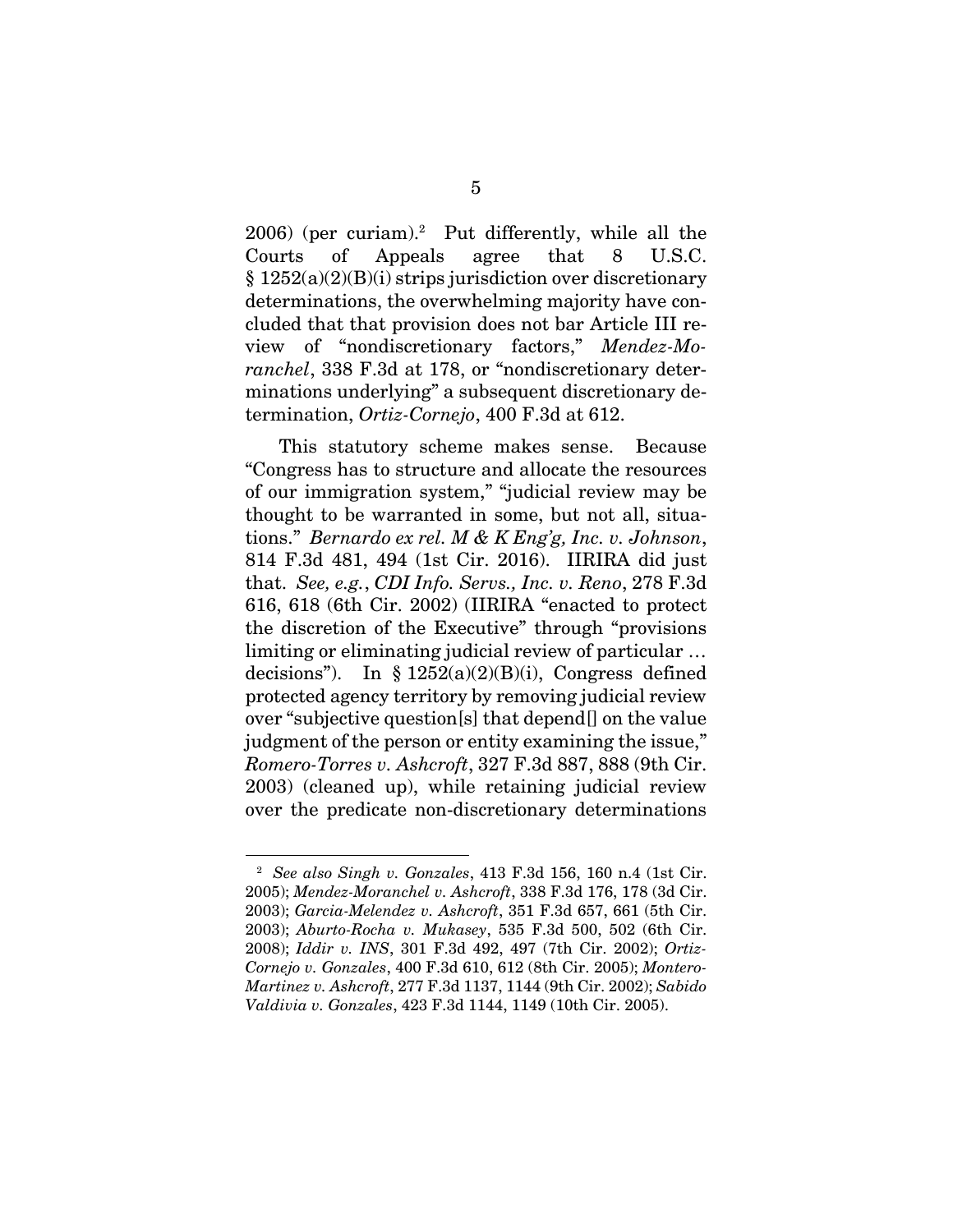2006) (per curiam).[2] Put differently, while all the Courts of Appeals agree that 8 U.S.C. § 1252(a)(2)(B)(i) strips jurisdiction over discretionary determinations, the overwhelming majority have concluded that that provision does not bar Article III review of "nondiscretionary factors," *Mendez-Moranchel*, 338 F.3d at 178, or "nondiscretionary determinations underlying" a subsequent discretionary determination, *Ortiz-Cornejo*, 400 F.3d at 612.

This statutory scheme makes sense. Because "Congress has to structure and allocate the resources of our immigration system," "judicial review may be thought to be warranted in some, but not all, situations." *Bernardo ex rel. M & K Eng'g, Inc. v. Johnson*, 814 F.3d 481, 494 (1st Cir. 2016). IIRIRA did just that. *See, e.g.*, *CDI Info. Servs., Inc. v. Reno*, 278 F.3d 616, 618 (6th Cir. 2002) (IIRIRA "enacted to protect the discretion of the Executive" through "provisions limiting or eliminating judicial review of particular … decisions"). In § 1252(a)(2)(B)(i), Congress defined protected agency territory by removing judicial review over "subjective question[s] that depend[] on the value judgment of the person or entity examining the issue," *Romero-Torres v. Ashcroft*, 327 F.3d 887, 888 (9th Cir. 2003) (cleaned up), while retaining judicial review over the predicate non-discretionary determinations

[2] *See also Singh v. Gonzales*, 413 F.3d 156, 160 n.4 (1st Cir. 2005); *Mendez-Moranchel v. Ashcroft*, 338 F.3d 176, 178 (3d Cir. 2003); *Garcia-Melendez v. Ashcroft*, 351 F.3d 657, 661 (5th Cir. 2003); *Aburto-Rocha v. Mukasey*, 535 F.3d 500, 502 (6th Cir. 2008); *Iddir v. INS*, 301 F.3d 492, 497 (7th Cir. 2002); *Ortiz-Cornejo v. Gonzales*, 400 F.3d 610, 612 (8th Cir. 2005); *Montero-Martinez v. Ashcroft*, 277 F.3d 1137, 1144 (9th Cir. 2002); *Sabido Valdivia v. Gonzales*, 423 F.3d 1144, 1149 (10th Cir. 2005).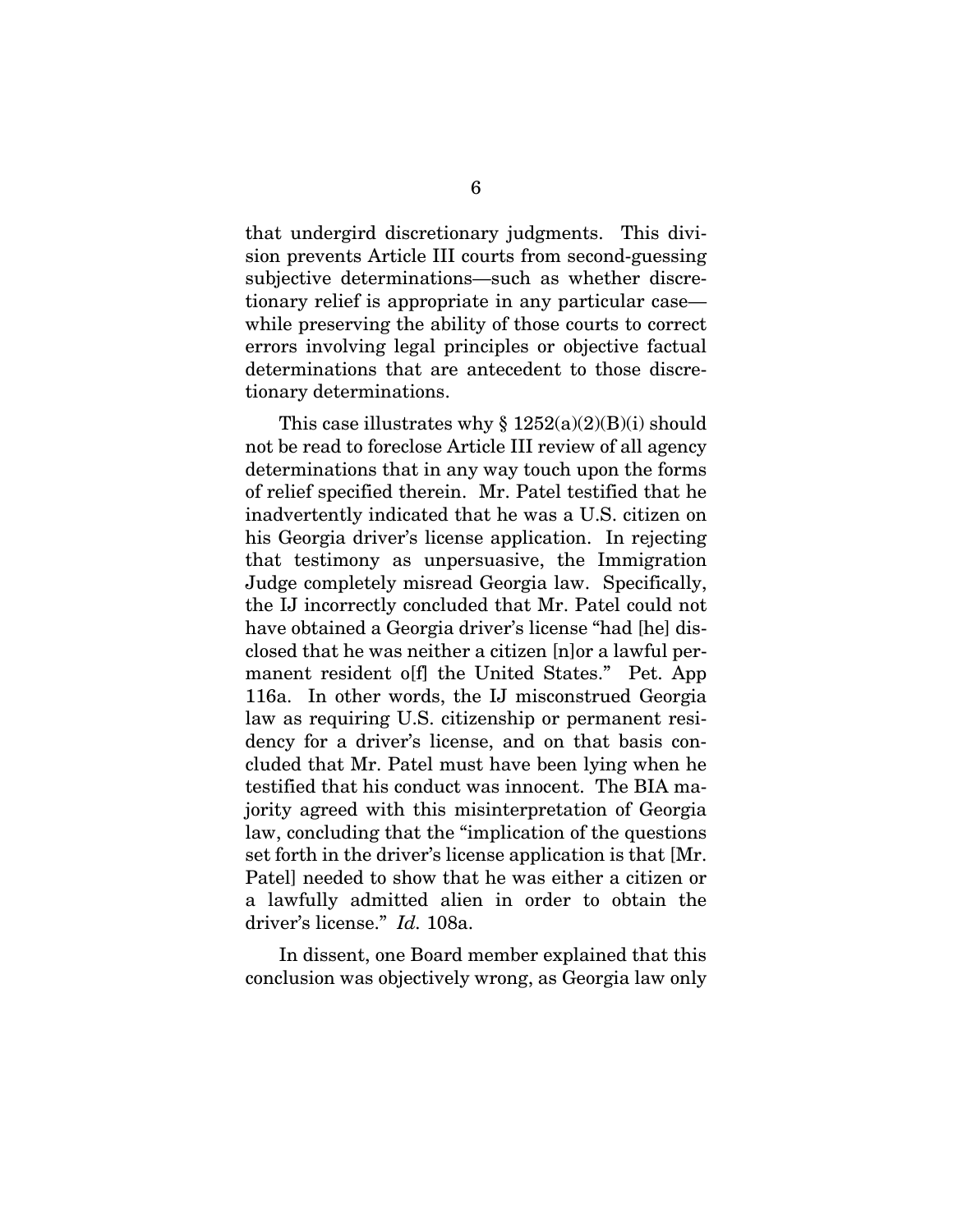that undergird discretionary judgments. This division prevents Article III courts from second-guessing subjective determinations—such as whether discretionary relief is appropriate in any particular case—while preserving the ability of those courts to correct errors involving legal principles or objective factual determinations that are antecedent to those discretionary determinations.

This case illustrates why § 1252(a)(2)(B)(i) should not be read to foreclose Article III review of all agency determinations that in any way touch upon the forms of relief specified therein. Mr. Patel testified that he inadvertently indicated that he was a U.S. citizen on his Georgia driver's license application. In rejecting that testimony as unpersuasive, the Immigration Judge completely misread Georgia law. Specifically, the IJ incorrectly concluded that Mr. Patel could not have obtained a Georgia driver's license "had [he] disclosed that he was neither a citizen [n]or a lawful permanent resident o[f] the United States." Pet. App 116a. In other words, the IJ misconstrued Georgia law as requiring U.S. citizenship or permanent residency for a driver's license, and on that basis concluded that Mr. Patel must have been lying when he testified that his conduct was innocent. The BIA majority agreed with this misinterpretation of Georgia law, concluding that the "implication of the questions set forth in the driver's license application is that [Mr. Patel] needed to show that he was either a citizen or a lawfully admitted alien in order to obtain the driver's license." *Id.* 108a.

In dissent, one Board member explained that this conclusion was objectively wrong, as Georgia law only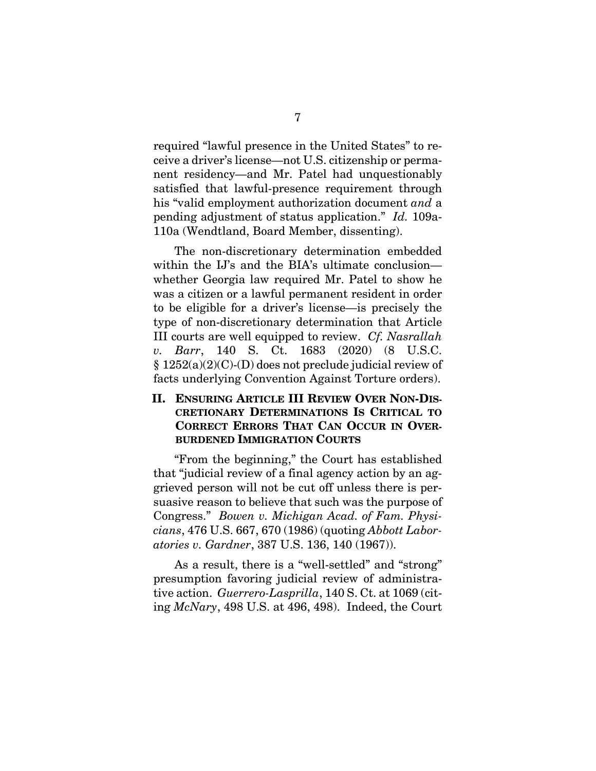required "lawful presence in the United States" to receive a driver's license—not U.S. citizenship or permanent residency—and Mr. Patel had unquestionably satisfied that lawful-presence requirement through his "valid employment authorization document *and* a pending adjustment of status application." *Id.* 109a-110a (Wendtland, Board Member, dissenting).

The non-discretionary determination embedded within the IJ's and the BIA's ultimate conclusion—whether Georgia law required Mr. Patel to show he was a citizen or a lawful permanent resident in order to be eligible for a driver's license—is precisely the type of non-discretionary determination that Article III courts are well equipped to review. *Cf. Nasrallah v. Barr*, 140 S. Ct. 1683 (2020) (8 U.S.C. § 1252(a)(2)(C)-(D) does not preclude judicial review of facts underlying Convention Against Torture orders).

## II. ENSURING ARTICLE III REVIEW OVER NON-DISCRETIONARY DETERMINATIONS IS CRITICAL TO CORRECT ERRORS THAT CAN OCCUR IN OVERBURDENED IMMIGRATION COURTS

"From the beginning," the Court has established that "judicial review of a final agency action by an aggrieved person will not be cut off unless there is persuasive reason to believe that such was the purpose of Congress." *Bowen v. Michigan Acad. of Fam. Physicians*, 476 U.S. 667, 670 (1986) (quoting *Abbott Laboratories v. Gardner*, 387 U.S. 136, 140 (1967)).

As a result, there is a "well-settled" and "strong" presumption favoring judicial review of administrative action. *Guerrero-Lasprilla*, 140 S. Ct. at 1069 (citing *McNary*, 498 U.S. at 496, 498). Indeed, the Court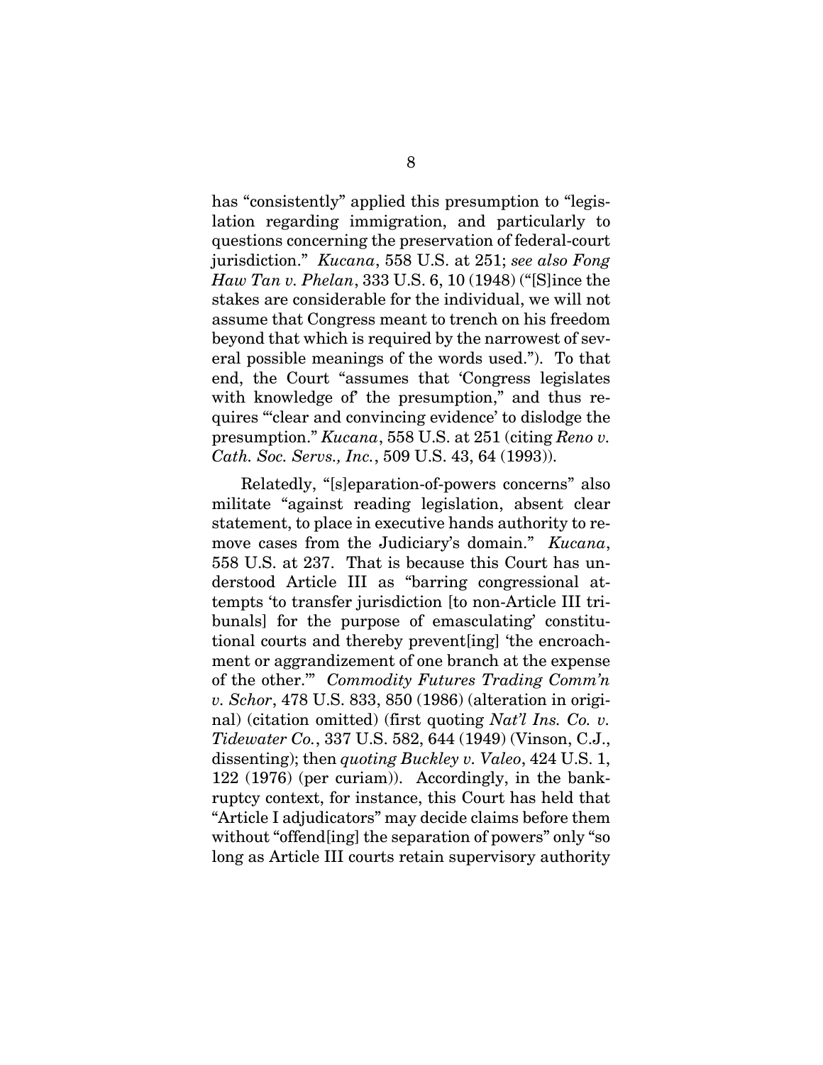has "consistently" applied this presumption to "legislation regarding immigration, and particularly to questions concerning the preservation of federal-court jurisdiction." *Kucana*, 558 U.S. at 251; *see also Fong Haw Tan v. Phelan*, 333 U.S. 6, 10 (1948) ("[S]ince the stakes are considerable for the individual, we will not assume that Congress meant to trench on his freedom beyond that which is required by the narrowest of several possible meanings of the words used."). To that end, the Court "assumes that 'Congress legislates with knowledge of' the presumption," and thus requires "'clear and convincing evidence' to dislodge the presumption." *Kucana*, 558 U.S. at 251 (citing *Reno v. Cath. Soc. Servs., Inc.*, 509 U.S. 43, 64 (1993)).

Relatedly, "[s]eparation-of-powers concerns" also militate "against reading legislation, absent clear statement, to place in executive hands authority to remove cases from the Judiciary's domain." *Kucana*, 558 U.S. at 237. That is because this Court has understood Article III as "barring congressional attempts 'to transfer jurisdiction [to non-Article III tribunals] for the purpose of emasculating' constitutional courts and thereby prevent[ing] 'the encroachment or aggrandizement of one branch at the expense of the other.'" *Commodity Futures Trading Comm'n v. Schor*, 478 U.S. 833, 850 (1986) (alteration in original) (citation omitted) (first quoting *Nat'l Ins. Co. v. Tidewater Co.*, 337 U.S. 582, 644 (1949) (Vinson, C.J., dissenting); then *quoting Buckley v. Valeo*, 424 U.S. 1, 122 (1976) (per curiam)). Accordingly, in the bankruptcy context, for instance, this Court has held that "Article I adjudicators" may decide claims before them without "offend[ing] the separation of powers" only "so long as Article III courts retain supervisory authority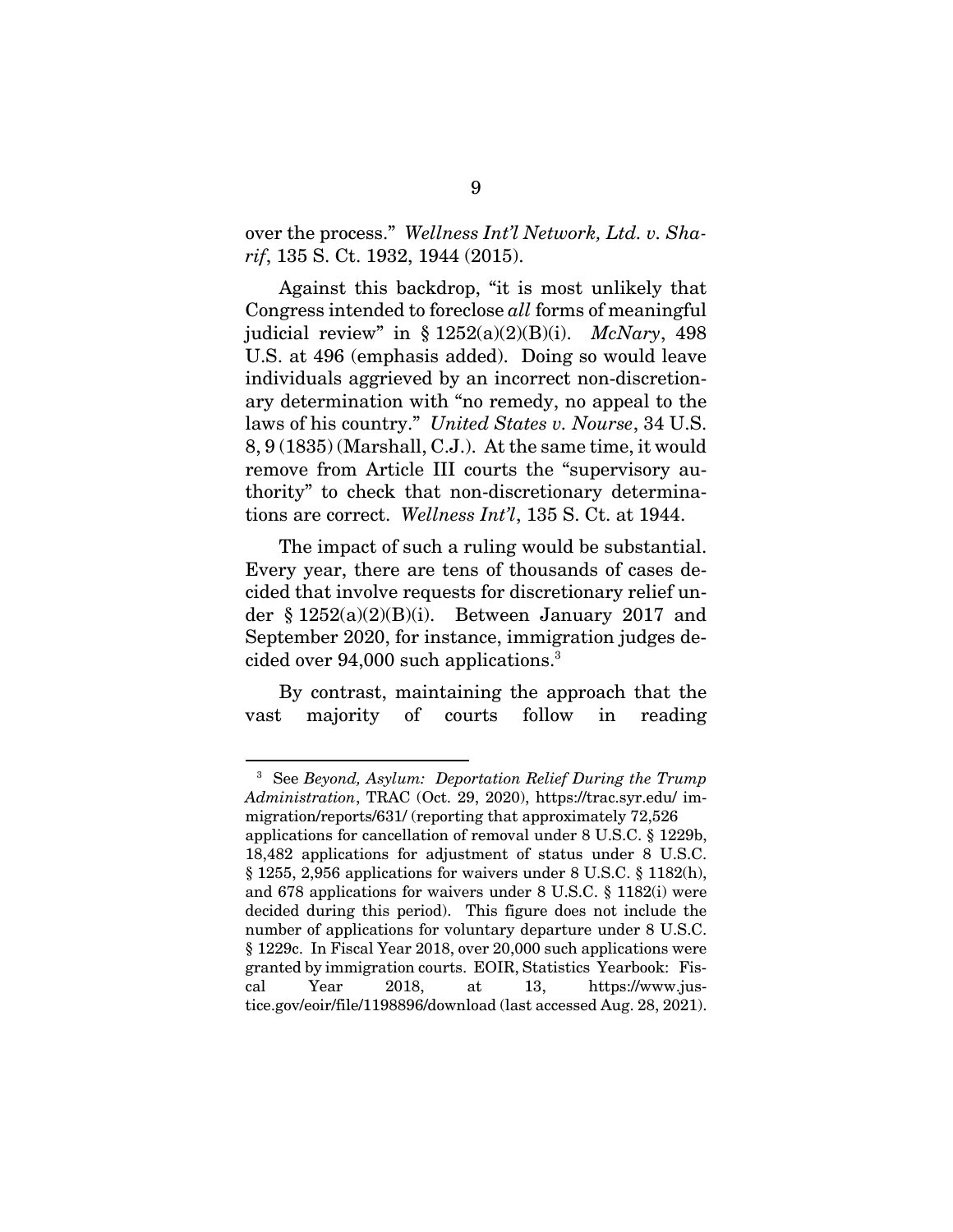over the process." *Wellness Int'l Network, Ltd. v. Sharif*, 135 S. Ct. 1932, 1944 (2015).

Against this backdrop, "it is most unlikely that Congress intended to foreclose *all* forms of meaningful judicial review" in § 1252(a)(2)(B)(i). *McNary*, 498 U.S. at 496 (emphasis added). Doing so would leave individuals aggrieved by an incorrect non-discretionary determination with "no remedy, no appeal to the laws of his country." *United States v. Nourse*, 34 U.S. 8, 9 (1835) (Marshall, C.J.). At the same time, it would remove from Article III courts the "supervisory authority" to check that non-discretionary determinations are correct. *Wellness Int'l*, 135 S. Ct. at 1944.

The impact of such a ruling would be substantial. Every year, there are tens of thousands of cases decided that involve requests for discretionary relief under § 1252(a)(2)(B)(i). Between January 2017 and September 2020, for instance, immigration judges decided over 94,000 such applications.[3]

By contrast, maintaining the approach that the vast majority of courts follow in reading

---

[3] See *Beyond, Asylum: Deportation Relief During the Trump Administration*, TRAC (Oct. 29, 2020), https://trac.syr.edu/ immigration/reports/631/ (reporting that approximately 72,526 applications for cancellation of removal under 8 U.S.C. § 1229b, 18,482 applications for adjustment of status under 8 U.S.C. § 1255, 2,956 applications for waivers under 8 U.S.C. § 1182(h), and 678 applications for waivers under 8 U.S.C. § 1182(i) were decided during this period). This figure does not include the number of applications for voluntary departure under 8 U.S.C. § 1229c. In Fiscal Year 2018, over 20,000 such applications were granted by immigration courts. EOIR, Statistics Yearbook: Fiscal Year 2018, at 13, https://www.justice.gov/eoir/file/1198896/download (last accessed Aug. 28, 2021).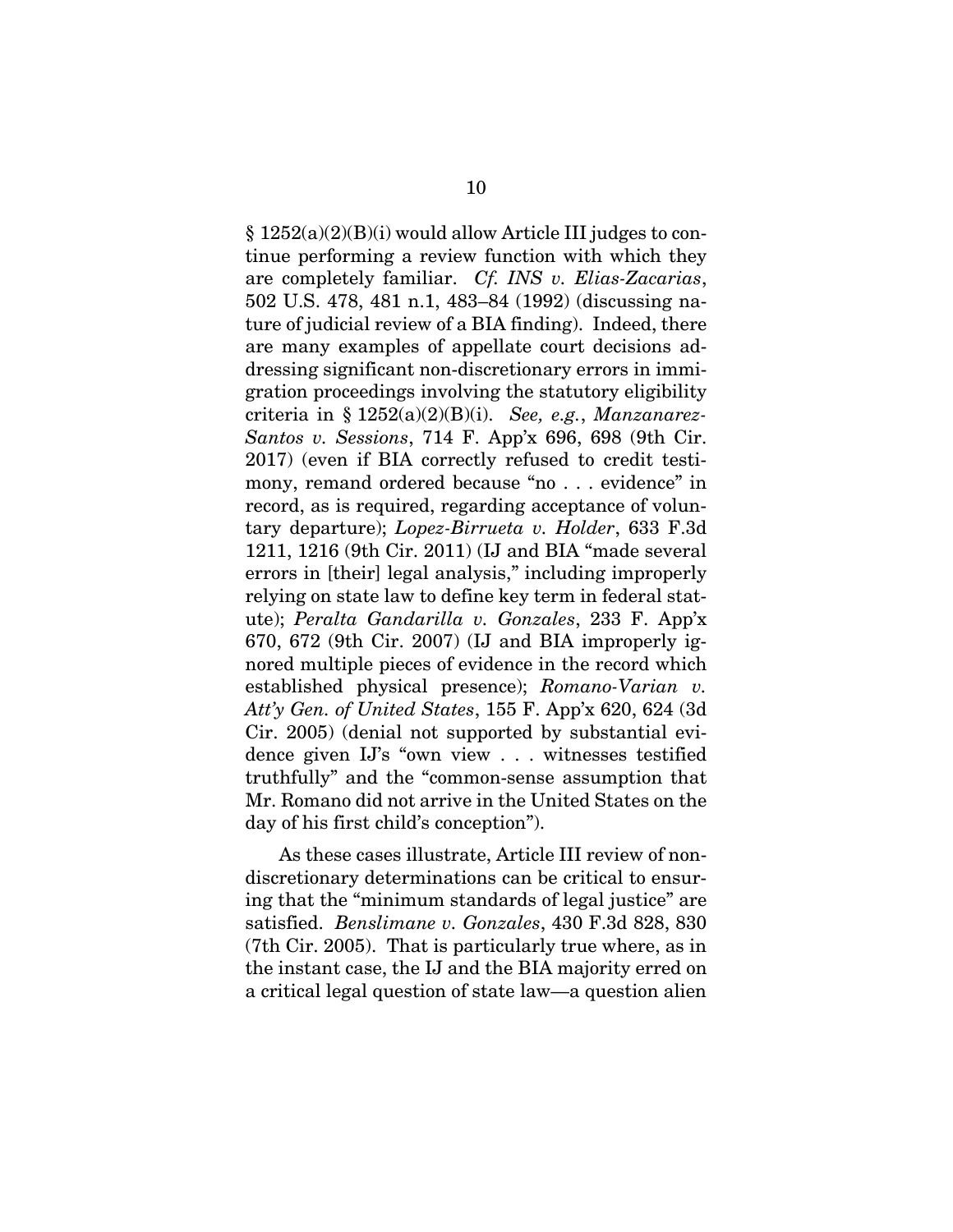§ 1252(a)(2)(B)(i) would allow Article III judges to continue performing a review function with which they are completely familiar. *Cf. INS v. Elias-Zacarias*, 502 U.S. 478, 481 n.1, 483–84 (1992) (discussing nature of judicial review of a BIA finding). Indeed, there are many examples of appellate court decisions addressing significant non-discretionary errors in immigration proceedings involving the statutory eligibility criteria in § 1252(a)(2)(B)(i). *See, e.g.*, *Manzanarez-Santos v. Sessions*, 714 F. App'x 696, 698 (9th Cir. 2017) (even if BIA correctly refused to credit testimony, remand ordered because "no . . . evidence" in record, as is required, regarding acceptance of voluntary departure); *Lopez-Birrueta v. Holder*, 633 F.3d 1211, 1216 (9th Cir. 2011) (IJ and BIA "made several errors in [their] legal analysis," including improperly relying on state law to define key term in federal statute); *Peralta Gandarilla v. Gonzales*, 233 F. App'x 670, 672 (9th Cir. 2007) (IJ and BIA improperly ignored multiple pieces of evidence in the record which established physical presence); *Romano-Varian v. Att'y Gen. of United States*, 155 F. App'x 620, 624 (3d Cir. 2005) (denial not supported by substantial evidence given IJ's "own view . . . witnesses testified truthfully" and the "common-sense assumption that Mr. Romano did not arrive in the United States on the day of his first child's conception").

As these cases illustrate, Article III review of non-discretionary determinations can be critical to ensuring that the "minimum standards of legal justice" are satisfied. *Benslimane v. Gonzales*, 430 F.3d 828, 830 (7th Cir. 2005). That is particularly true where, as in the instant case, the IJ and the BIA majority erred on a critical legal question of state law—a question alien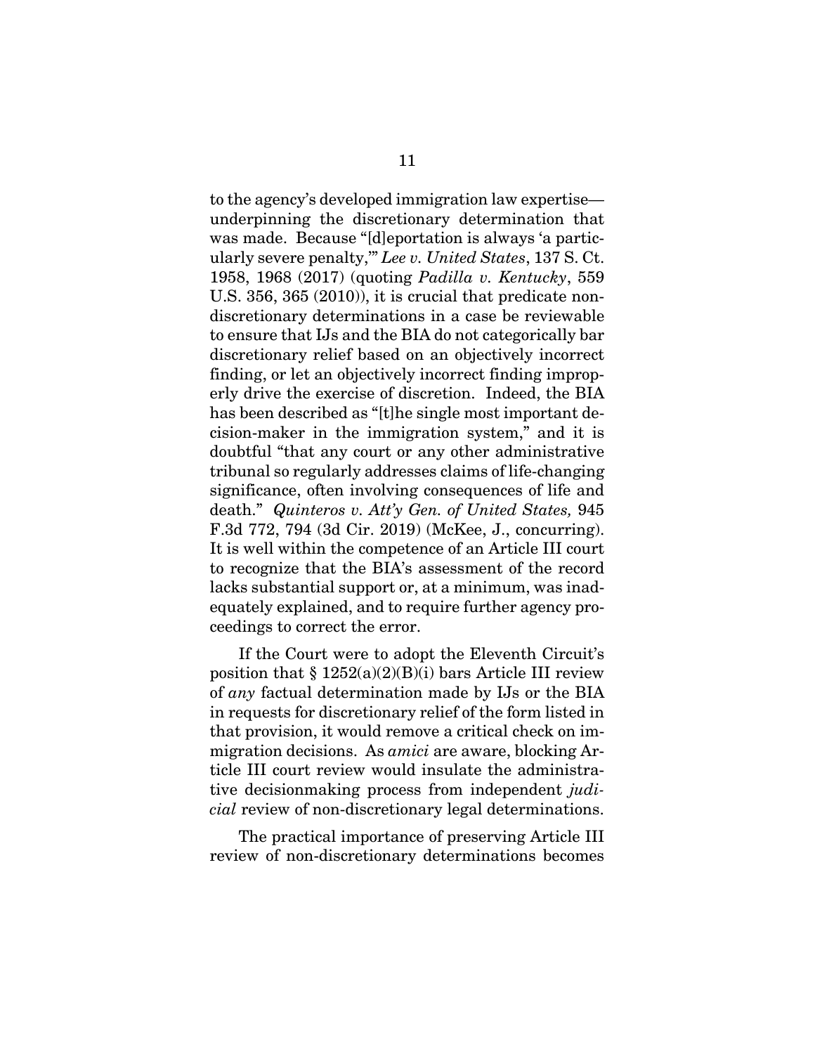to the agency's developed immigration law expertise—underpinning the discretionary determination that was made. Because "[d]eportation is always 'a particularly severe penalty,'" *Lee v. United States*, 137 S. Ct. 1958, 1968 (2017) (quoting *Padilla v. Kentucky*, 559 U.S. 356, 365 (2010)), it is crucial that predicate non-discretionary determinations in a case be reviewable to ensure that IJs and the BIA do not categorically bar discretionary relief based on an objectively incorrect finding, or let an objectively incorrect finding improperly drive the exercise of discretion. Indeed, the BIA has been described as "[t]he single most important decision-maker in the immigration system," and it is doubtful "that any court or any other administrative tribunal so regularly addresses claims of life-changing significance, often involving consequences of life and death." *Quinteros v. Att'y Gen. of United States,* 945 F.3d 772, 794 (3d Cir. 2019) (McKee, J., concurring). It is well within the competence of an Article III court to recognize that the BIA's assessment of the record lacks substantial support or, at a minimum, was inadequately explained, and to require further agency proceedings to correct the error.

If the Court were to adopt the Eleventh Circuit's position that § 1252(a)(2)(B)(i) bars Article III review of *any* factual determination made by IJs or the BIA in requests for discretionary relief of the form listed in that provision, it would remove a critical check on immigration decisions. As *amici* are aware, blocking Article III court review would insulate the administrative decisionmaking process from independent *judicial* review of non-discretionary legal determinations.

The practical importance of preserving Article III review of non-discretionary determinations becomes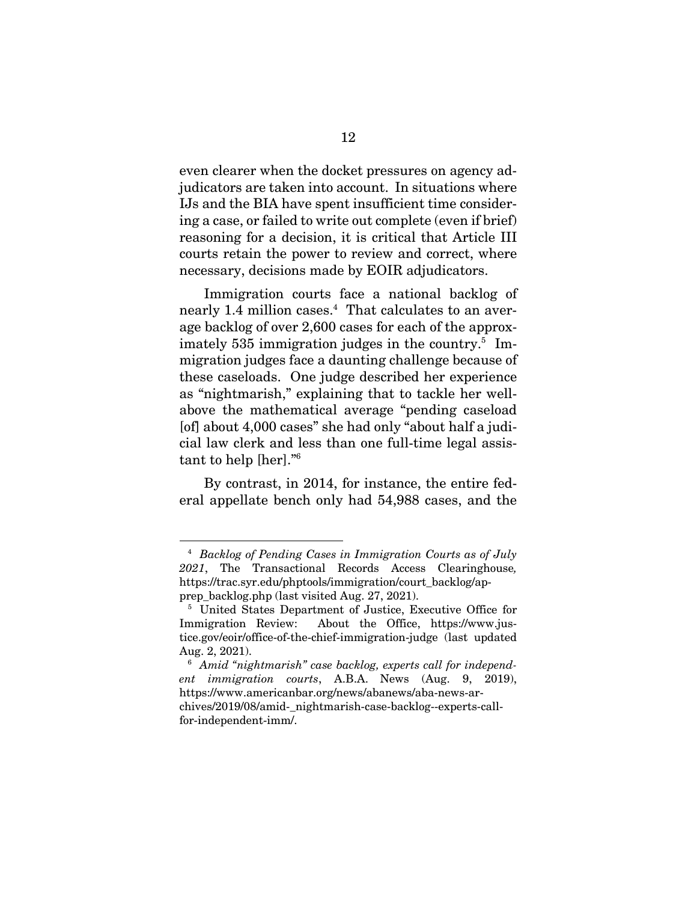even clearer when the docket pressures on agency adjudicators are taken into account. In situations where IJs and the BIA have spent insufficient time considering a case, or failed to write out complete (even if brief) reasoning for a decision, it is critical that Article III courts retain the power to review and correct, where necessary, decisions made by EOIR adjudicators.

Immigration courts face a national backlog of nearly 1.4 million cases.[4] That calculates to an average backlog of over 2,600 cases for each of the approximately 535 immigration judges in the country.[5] Immigration judges face a daunting challenge because of these caseloads. One judge described her experience as "nightmarish," explaining that to tackle her well-above the mathematical average "pending caseload [of] about 4,000 cases" she had only "about half a judicial law clerk and less than one full-time legal assistant to help [her]."[6]

By contrast, in 2014, for instance, the entire federal appellate bench only had 54,988 cases, and the

---

[4] *Backlog of Pending Cases in Immigration Courts as of July 2021*, The Transactional Records Access Clearinghouse, https://trac.syr.edu/phptools/immigration/court_backlog/apprep_backlog.php (last visited Aug. 27, 2021).

[5] United States Department of Justice, Executive Office for Immigration Review: About the Office, https://www.justice.gov/eoir/office-of-the-chief-immigration-judge (last updated Aug. 2, 2021).

[6] *Amid "nightmarish" case backlog, experts call for independent immigration courts*, A.B.A. News (Aug. 9, 2019), https://www.americanbar.org/news/abanews/aba-news-archives/2019/08/amid-_nightmarish-case-backlog--experts-call-for-independent-imm/.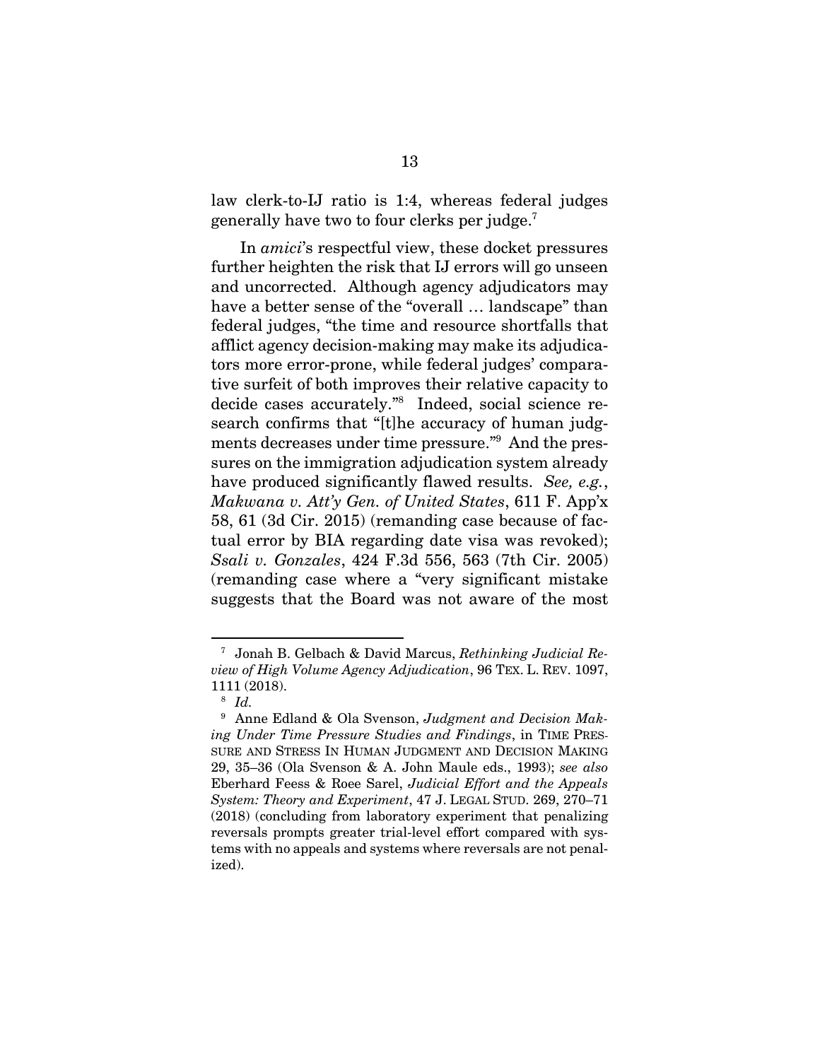law clerk-to-IJ ratio is 1:4, whereas federal judges generally have two to four clerks per judge.[7]

In *amici*'s respectful view, these docket pressures further heighten the risk that IJ errors will go unseen and uncorrected. Although agency adjudicators may have a better sense of the "overall … landscape" than federal judges, "the time and resource shortfalls that afflict agency decision-making may make its adjudicators more error-prone, while federal judges' comparative surfeit of both improves their relative capacity to decide cases accurately."[8] Indeed, social science research confirms that "[t]he accuracy of human judgments decreases under time pressure."[9] And the pressures on the immigration adjudication system already have produced significantly flawed results. *See, e.g.*, *Makwana v. Att'y Gen. of United States*, 611 F. App'x 58, 61 (3d Cir. 2015) (remanding case because of factual error by BIA regarding date visa was revoked); *Ssali v. Gonzales*, 424 F.3d 556, 563 (7th Cir. 2005) (remanding case where a "very significant mistake suggests that the Board was not aware of the most

---

[7] Jonah B. Gelbach & David Marcus, *Rethinking Judicial Review of High Volume Agency Adjudication*, 96 TEX. L. REV. 1097, 1111 (2018).

[8] *Id.*

[9] Anne Edland & Ola Svenson, *Judgment and Decision Making Under Time Pressure Studies and Findings*, in TIME PRESSURE AND STRESS IN HUMAN JUDGMENT AND DECISION MAKING 29, 35–36 (Ola Svenson & A. John Maule eds., 1993); *see also* Eberhard Feess & Roee Sarel, *Judicial Effort and the Appeals System: Theory and Experiment*, 47 J. LEGAL STUD. 269, 270–71 (2018) (concluding from laboratory experiment that penalizing reversals prompts greater trial-level effort compared with systems with no appeals and systems where reversals are not penalized).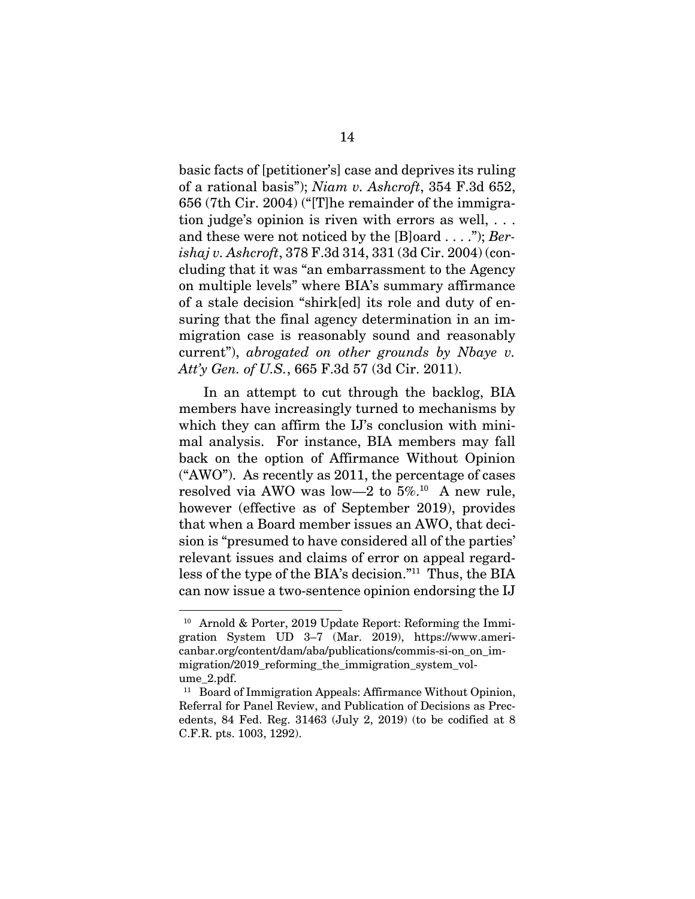basic facts of [petitioner's] case and deprives its ruling of a rational basis"); *Niam v. Ashcroft*, 354 F.3d 652, 656 (7th Cir. 2004) ("[T]he remainder of the immigration judge's opinion is riven with errors as well, . . . and these were not noticed by the [B]oard . . . ."); *Berishaj v. Ashcroft*, 378 F.3d 314, 331 (3d Cir. 2004) (concluding that it was "an embarrassment to the Agency on multiple levels" where BIA's summary affirmance of a stale decision "shirk[ed] its role and duty of ensuring that the final agency determination in an immigration case is reasonably sound and reasonably current"), *abrogated on other grounds by Nbaye v. Att'y Gen. of U.S.*, 665 F.3d 57 (3d Cir. 2011).

In an attempt to cut through the backlog, BIA members have increasingly turned to mechanisms by which they can affirm the IJ's conclusion with minimal analysis. For instance, BIA members may fall back on the option of Affirmance Without Opinion ("AWO"). As recently as 2011, the percentage of cases resolved via AWO was low—2 to 5%.[10] A new rule, however (effective as of September 2019), provides that when a Board member issues an AWO, that decision is "presumed to have considered all of the parties' relevant issues and claims of error on appeal regardless of the type of the BIA's decision."[11] Thus, the BIA can now issue a two-sentence opinion endorsing the IJ

---

[10] Arnold & Porter, 2019 Update Report: Reforming the Immigration System UD 3–7 (Mar. 2019), https://www.americanbar.org/content/dam/aba/publications/commis-si-on_on_immigration/2019_reforming_the_immigration_system_volume_2.pdf.

[11] Board of Immigration Appeals: Affirmance Without Opinion, Referral for Panel Review, and Publication of Decisions as Precedents, 84 Fed. Reg. 31463 (July 2, 2019) (to be codified at 8 C.F.R. pts. 1003, 1292).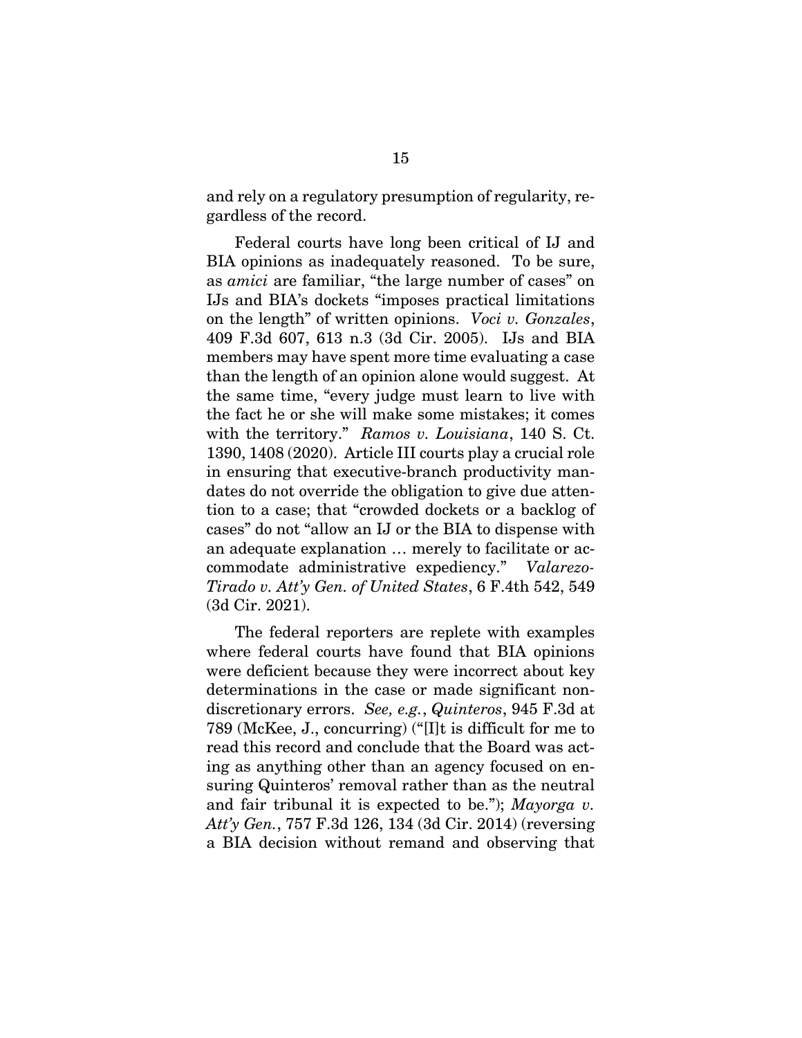and rely on a regulatory presumption of regularity, regardless of the record.

Federal courts have long been critical of IJ and BIA opinions as inadequately reasoned. To be sure, as *amici* are familiar, "the large number of cases" on IJs and BIA's dockets "imposes practical limitations on the length" of written opinions. *Voci v. Gonzales*, 409 F.3d 607, 613 n.3 (3d Cir. 2005). IJs and BIA members may have spent more time evaluating a case than the length of an opinion alone would suggest. At the same time, "every judge must learn to live with the fact he or she will make some mistakes; it comes with the territory." *Ramos v. Louisiana*, 140 S. Ct. 1390, 1408 (2020). Article III courts play a crucial role in ensuring that executive-branch productivity mandates do not override the obligation to give due attention to a case; that "crowded dockets or a backlog of cases" do not "allow an IJ or the BIA to dispense with an adequate explanation … merely to facilitate or accommodate administrative expediency." *Valarezo-Tirado v. Att'y Gen. of United States*, 6 F.4th 542, 549 (3d Cir. 2021).

The federal reporters are replete with examples where federal courts have found that BIA opinions were deficient because they were incorrect about key determinations in the case or made significant non-discretionary errors. *See, e.g.*, *Quinteros*, 945 F.3d at 789 (McKee, J., concurring) ("[I]t is difficult for me to read this record and conclude that the Board was acting as anything other than an agency focused on ensuring Quinteros' removal rather than as the neutral and fair tribunal it is expected to be."); *Mayorga v. Att'y Gen.*, 757 F.3d 126, 134 (3d Cir. 2014) (reversing a BIA decision without remand and observing that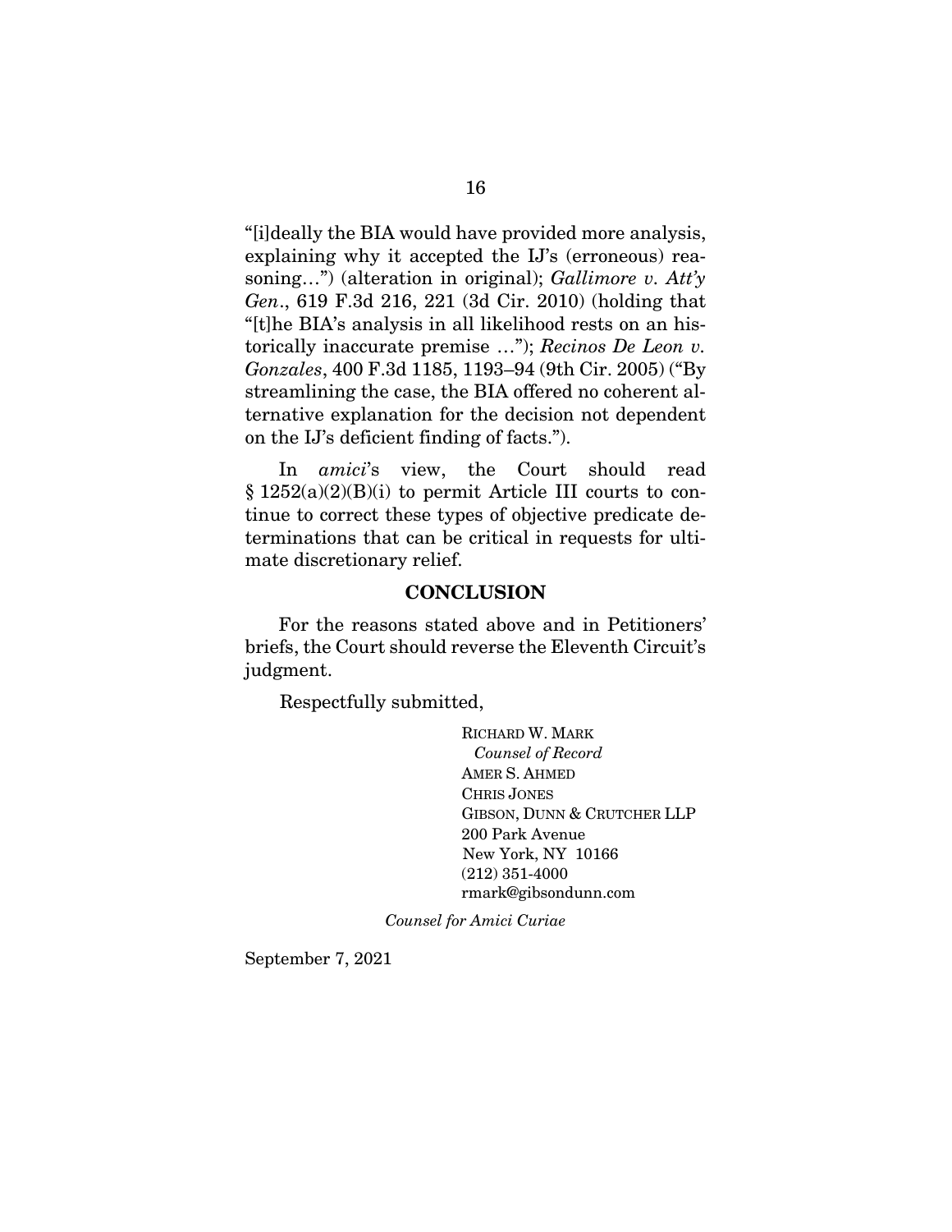"[i]deally the BIA would have provided more analysis, explaining why it accepted the IJ's (erroneous) reasoning…") (alteration in original); *Gallimore v. Att'y Gen.*, 619 F.3d 216, 221 (3d Cir. 2010) (holding that "[t]he BIA's analysis in all likelihood rests on an historically inaccurate premise …"); *Recinos De Leon v. Gonzales*, 400 F.3d 1185, 1193–94 (9th Cir. 2005) ("By streamlining the case, the BIA offered no coherent alternative explanation for the decision not dependent on the IJ's deficient finding of facts.").

In *amici*'s view, the Court should read § 1252(a)(2)(B)(i) to permit Article III courts to continue to correct these types of objective predicate determinations that can be critical in requests for ultimate discretionary relief.

## CONCLUSION

For the reasons stated above and in Petitioners' briefs, the Court should reverse the Eleventh Circuit's judgment.

Respectfully submitted,

RICHARD W. MARK
*Counsel of Record*
AMER S. AHMED
CHRIS JONES
GIBSON, DUNN & CRUTCHER LLP
200 Park Avenue
New York, NY 10166
(212) 351-4000
rmark@gibsondunn.com

*Counsel for Amici Curiae*

September 7, 2021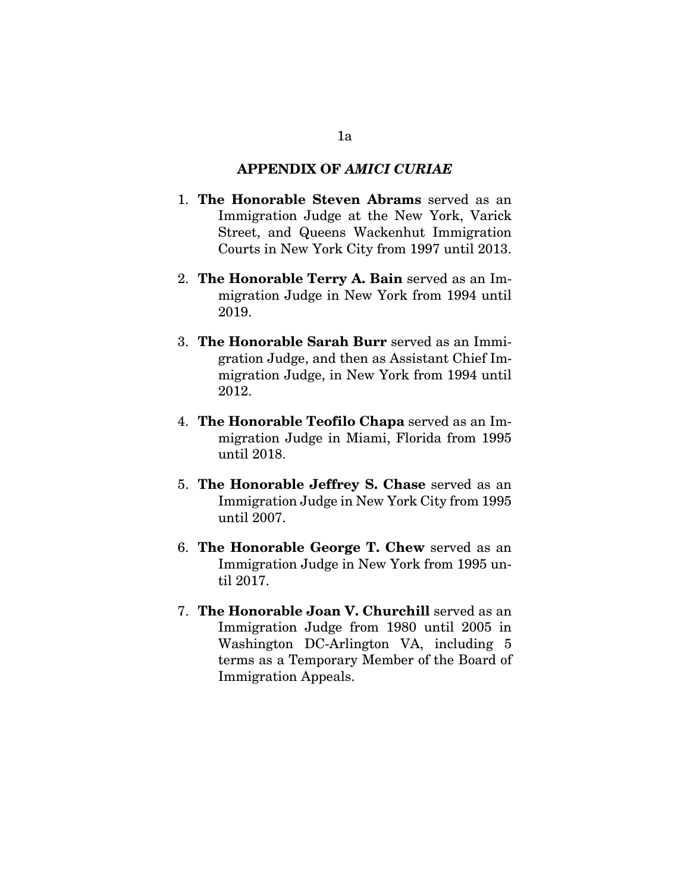## APPENDIX OF *AMICI CURIAE*

1. **The Honorable Steven Abrams** served as an Immigration Judge at the New York, Varick Street, and Queens Wackenhut Immigration Courts in New York City from 1997 until 2013.

2. **The Honorable Terry A. Bain** served as an Immigration Judge in New York from 1994 until 2019.

3. **The Honorable Sarah Burr** served as an Immigration Judge, and then as Assistant Chief Immigration Judge, in New York from 1994 until 2012.

4. **The Honorable Teofilo Chapa** served as an Immigration Judge in Miami, Florida from 1995 until 2018.

5. **The Honorable Jeffrey S. Chase** served as an Immigration Judge in New York City from 1995 until 2007.

6. **The Honorable George T. Chew** served as an Immigration Judge in New York from 1995 until 2017.

7. **The Honorable Joan V. Churchill** served as an Immigration Judge from 1980 until 2005 in Washington DC-Arlington VA, including 5 terms as a Temporary Member of the Board of Immigration Appeals.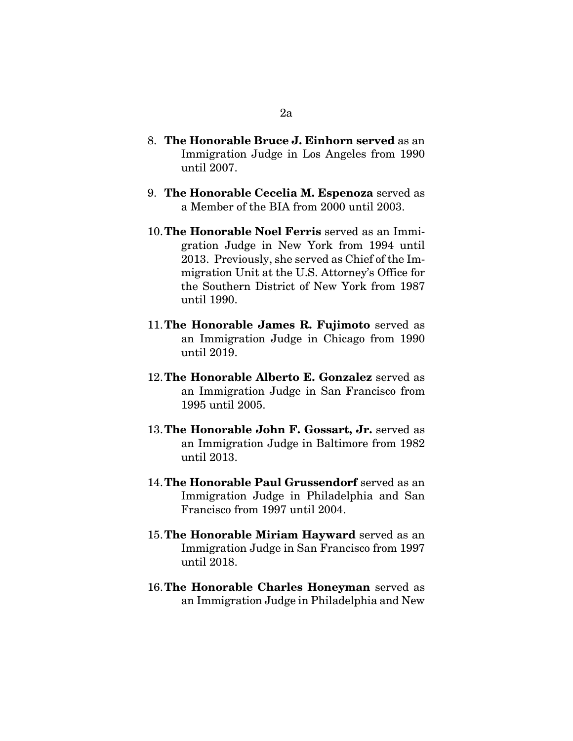8. **The Honorable Bruce J. Einhorn served** as an Immigration Judge in Los Angeles from 1990 until 2007.

9. **The Honorable Cecelia M. Espenoza** served as a Member of the BIA from 2000 until 2003.

10. **The Honorable Noel Ferris** served as an Immigration Judge in New York from 1994 until 2013. Previously, she served as Chief of the Immigration Unit at the U.S. Attorney's Office for the Southern District of New York from 1987 until 1990.

11. **The Honorable James R. Fujimoto** served as an Immigration Judge in Chicago from 1990 until 2019.

12. **The Honorable Alberto E. Gonzalez** served as an Immigration Judge in San Francisco from 1995 until 2005.

13. **The Honorable John F. Gossart, Jr.** served as an Immigration Judge in Baltimore from 1982 until 2013.

14. **The Honorable Paul Grussendorf** served as an Immigration Judge in Philadelphia and San Francisco from 1997 until 2004.

15. **The Honorable Miriam Hayward** served as an Immigration Judge in San Francisco from 1997 until 2018.

16. **The Honorable Charles Honeyman** served as an Immigration Judge in Philadelphia and New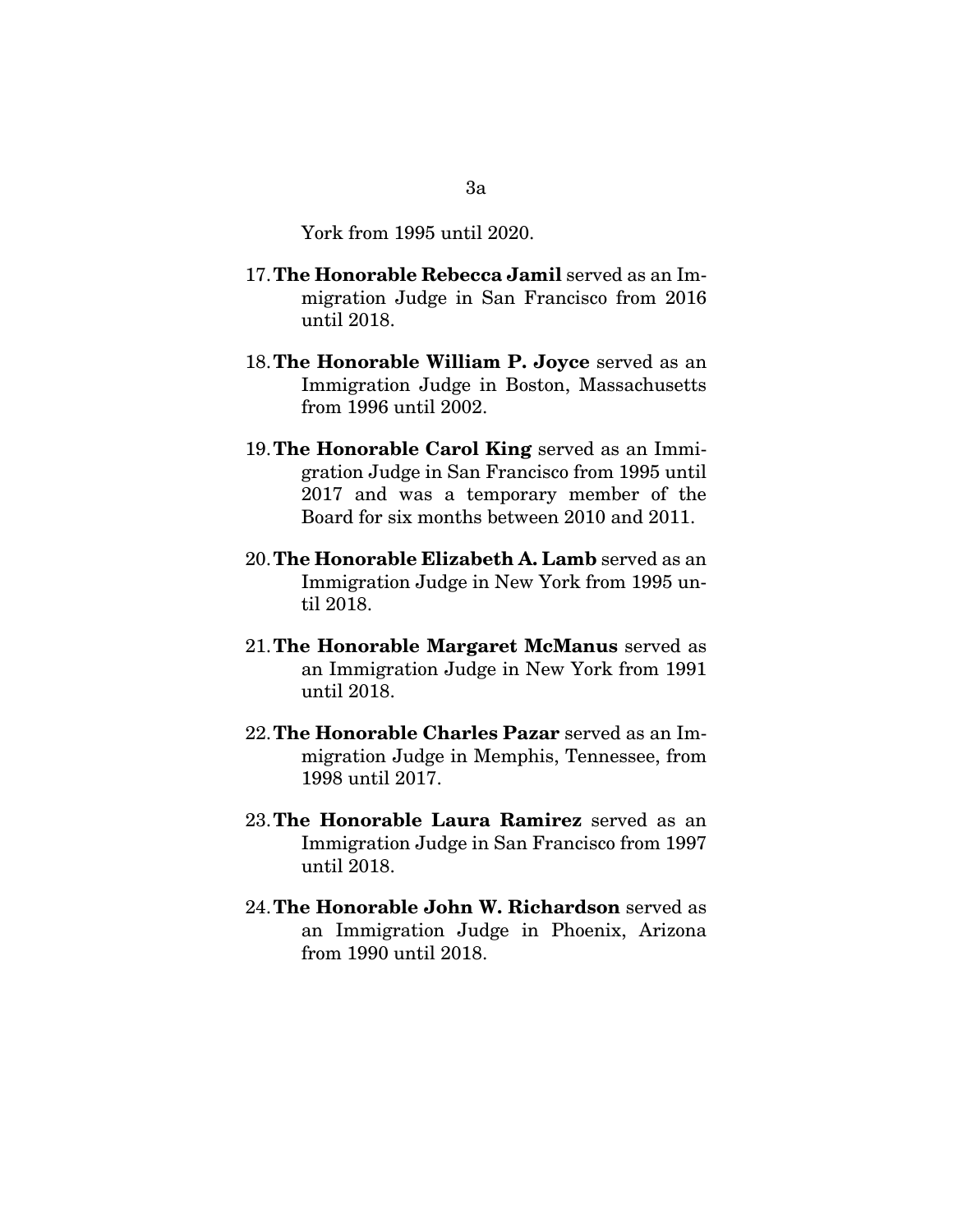York from 1995 until 2020.

17. **The Honorable Rebecca Jamil** served as an Immigration Judge in San Francisco from 2016 until 2018.

18. **The Honorable William P. Joyce** served as an Immigration Judge in Boston, Massachusetts from 1996 until 2002.

19. **The Honorable Carol King** served as an Immigration Judge in San Francisco from 1995 until 2017 and was a temporary member of the Board for six months between 2010 and 2011.

20. **The Honorable Elizabeth A. Lamb** served as an Immigration Judge in New York from 1995 until 2018.

21. **The Honorable Margaret McManus** served as an Immigration Judge in New York from 1991 until 2018.

22. **The Honorable Charles Pazar** served as an Immigration Judge in Memphis, Tennessee, from 1998 until 2017.

23. **The Honorable Laura Ramirez** served as an Immigration Judge in San Francisco from 1997 until 2018.

24. **The Honorable John W. Richardson** served as an Immigration Judge in Phoenix, Arizona from 1990 until 2018.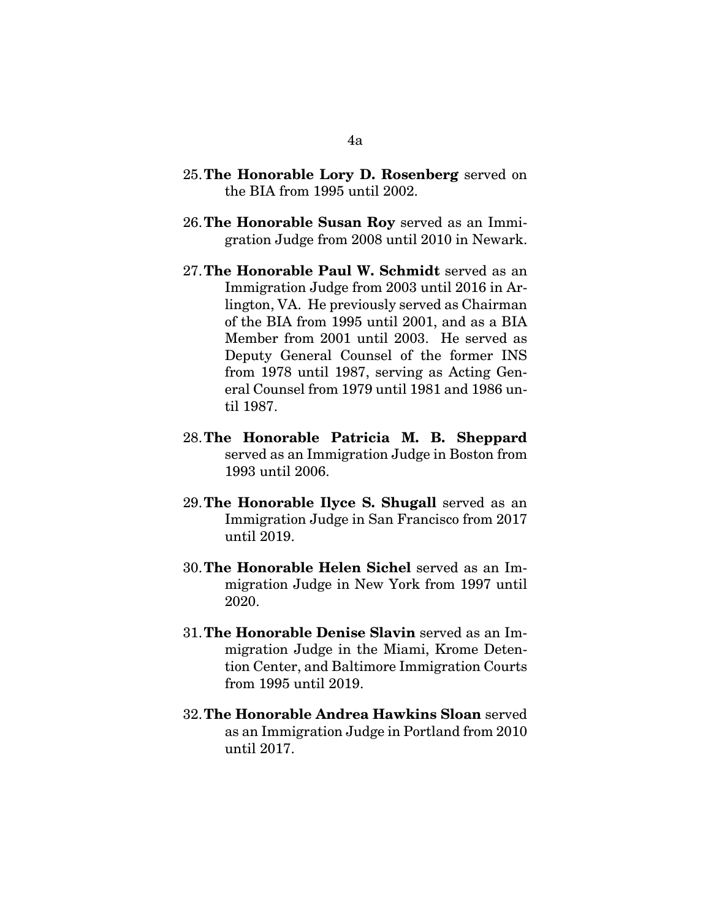25. **The Honorable Lory D. Rosenberg** served on the BIA from 1995 until 2002.

26. **The Honorable Susan Roy** served as an Immigration Judge from 2008 until 2010 in Newark.

27. **The Honorable Paul W. Schmidt** served as an Immigration Judge from 2003 until 2016 in Arlington, VA. He previously served as Chairman of the BIA from 1995 until 2001, and as a BIA Member from 2001 until 2003. He served as Deputy General Counsel of the former INS from 1978 until 1987, serving as Acting General Counsel from 1979 until 1981 and 1986 until 1987.

28. **The Honorable Patricia M. B. Sheppard** served as an Immigration Judge in Boston from 1993 until 2006.

29. **The Honorable Ilyce S. Shugall** served as an Immigration Judge in San Francisco from 2017 until 2019.

30. **The Honorable Helen Sichel** served as an Immigration Judge in New York from 1997 until 2020.

31. **The Honorable Denise Slavin** served as an Immigration Judge in the Miami, Krome Detention Center, and Baltimore Immigration Courts from 1995 until 2019.

32. **The Honorable Andrea Hawkins Sloan** served as an Immigration Judge in Portland from 2010 until 2017.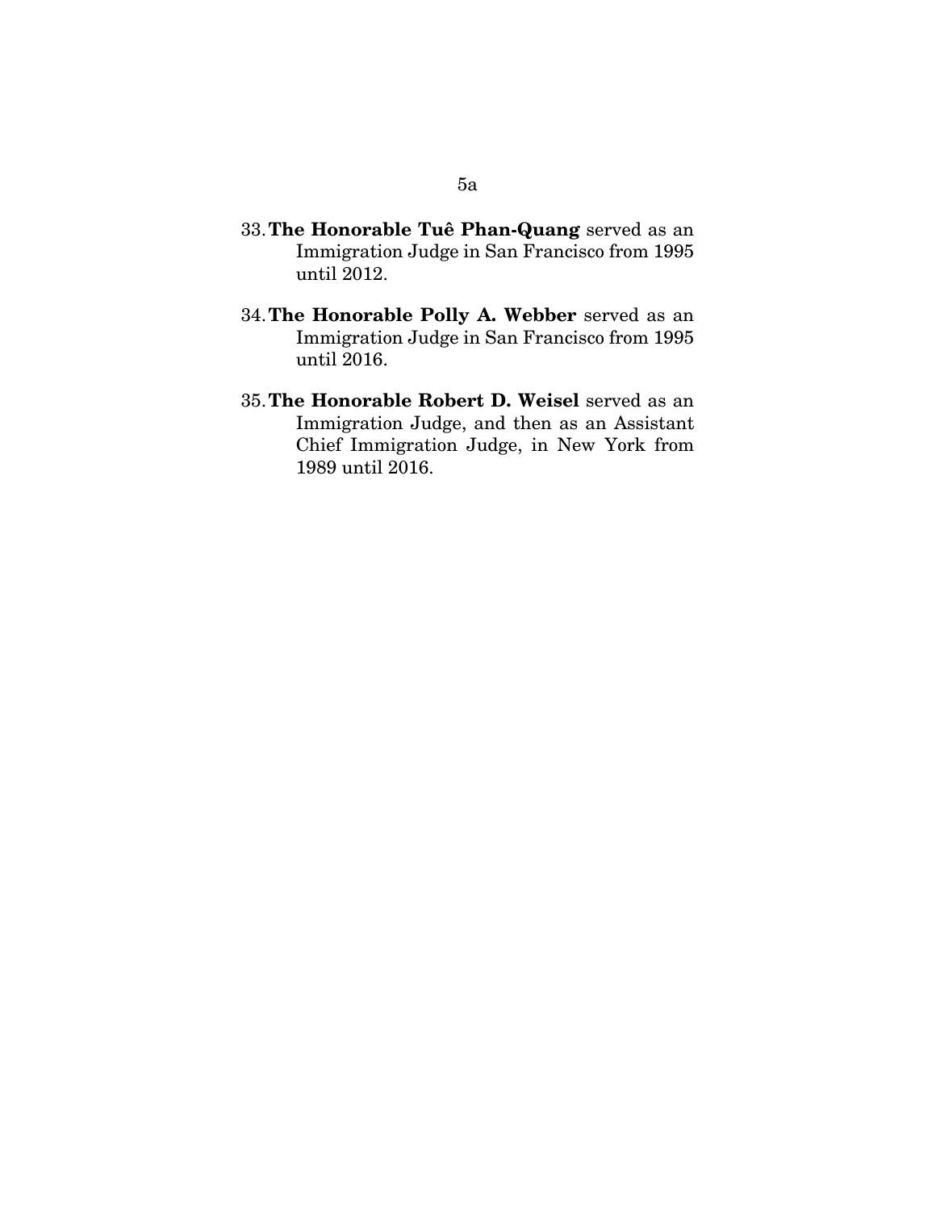33. **The Honorable Tuê Phan-Quang** served as an Immigration Judge in San Francisco from 1995 until 2012.

34. **The Honorable Polly A. Webber** served as an Immigration Judge in San Francisco from 1995 until 2016.

35. **The Honorable Robert D. Weisel** served as an Immigration Judge, and then as an Assistant Chief Immigration Judge, in New York from 1989 until 2016.